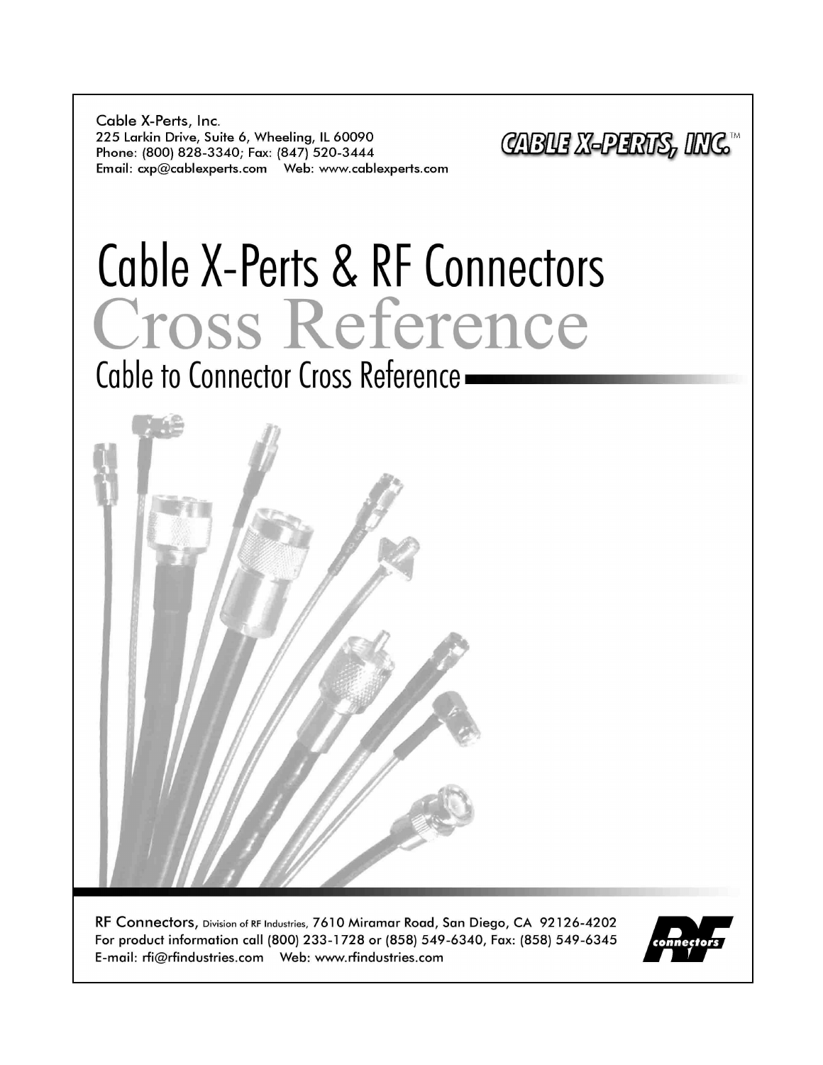Cable X-Perts, Inc.
225 Larkin Drive, Suite 6, Wheeling, IL 60090
Phone: (800) 828-3340; Fax: (847) 520-3444
Email: cxp@cablexperts.com    Web: www.cablexperts.com

CABLE X-PERTS, INC.™

# Cable X-Perts & RF Connectors

# Cross Reference

## Cable to Connector Cross Reference

RF Connectors, Division of RF Industries, 7610 Miramar Road, San Diego, CA 92126-4202
For product information call (800) 233-1728 or (858) 549-6340, Fax: (858) 549-6345
E-mail: rfi@rfindustries.com    Web: www.rfindustries.com

RF connectors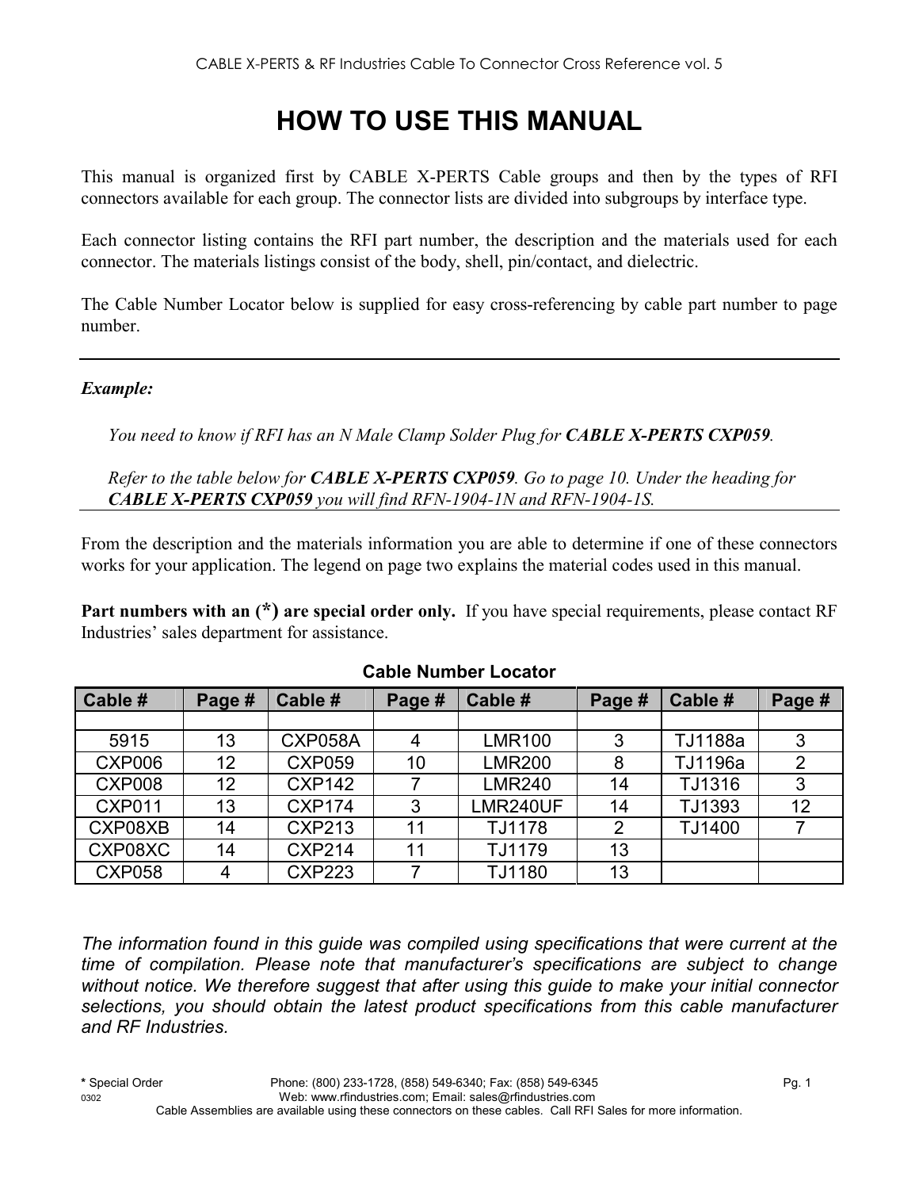# HOW TO USE THIS MANUAL

This manual is organized first by CABLE X-PERTS Cable groups and then by the types of RFI connectors available for each group. The connector lists are divided into subgroups by interface type.

Each connector listing contains the RFI part number, the description and the materials used for each connector. The materials listings consist of the body, shell, pin/contact, and dielectric.

The Cable Number Locator below is supplied for easy cross-referencing by cable part number to page number.

---

***Example:***

*You need to know if RFI has an N Male Clamp Solder Plug for* ***CABLE X-PERTS CXP059****.*

*Refer to the table below for* ***CABLE X-PERTS CXP059****. Go to page 10. Under the heading for* ***CABLE X-PERTS CXP059*** *you will find RFN-1904-1N and RFN-1904-1S.*

---

From the description and the materials information you are able to determine if one of these connectors works for your application. The legend on page two explains the material codes used in this manual.

**Part numbers with an (*) are special order only.** If you have special requirements, please contact RF Industries' sales department for assistance.

**Cable Number Locator**

| Cable # | Page # | Cable # | Page # | Cable # | Page # | Cable # | Page # |
|---|---|---|---|---|---|---|---|
| | | | | | | | |
| 5915 | 13 | CXP058A | 4 | LMR100 | 3 | TJ1188a | 3 |
| CXP006 | 12 | CXP059 | 10 | LMR200 | 8 | TJ1196a | 2 |
| CXP008 | 12 | CXP142 | 7 | LMR240 | 14 | TJ1316 | 3 |
| CXP011 | 13 | CXP174 | 3 | LMR240UF | 14 | TJ1393 | 12 |
| CXP08XB | 14 | CXP213 | 11 | TJ1178 | 2 | TJ1400 | 7 |
| CXP08XC | 14 | CXP214 | 11 | TJ1179 | 13 | | |
| CXP058 | 4 | CXP223 | 7 | TJ1180 | 13 | | |

*The information found in this guide was compiled using specifications that were current at the time of compilation. Please note that manufacturer's specifications are subject to change without notice. We therefore suggest that after using this guide to make your initial connector selections, you should obtain the latest product specifications from this cable manufacturer and RF Industries.*

**\*** Special Order — Phone: (800) 233-1728, (858) 549-6340; Fax: (858) 549-6345
0302 — Web: www.rfindustries.com; Email: sales@rfindustries.com
Cable Assemblies are available using these connectors on these cables. Call RFI Sales for more information.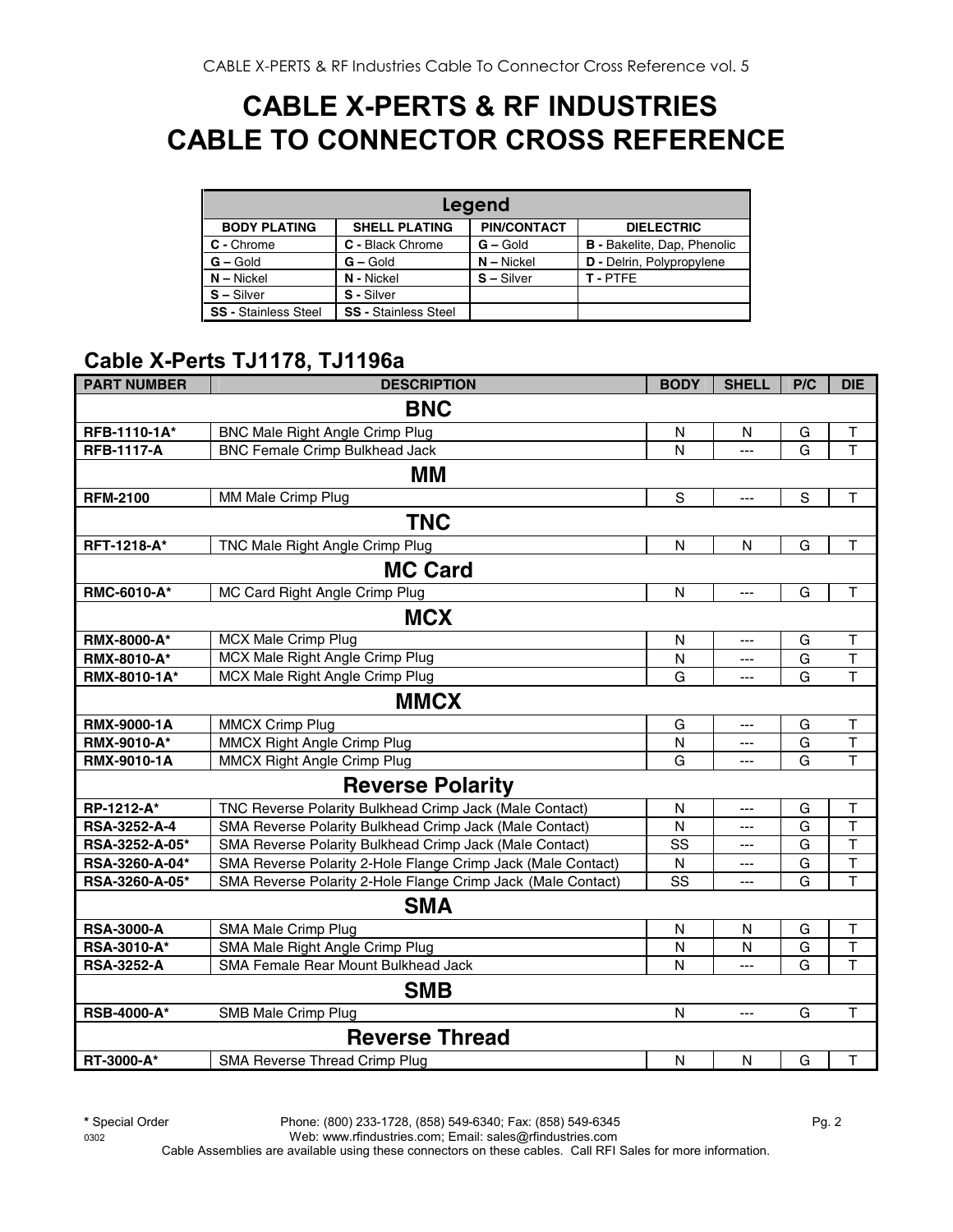# CABLE X-PERTS & RF INDUSTRIES
# CABLE TO CONNECTOR CROSS REFERENCE

| Legend | | | |
|---|---|---|---|
| **BODY PLATING** | **SHELL PLATING** | **PIN/CONTACT** | **DIELECTRIC** |
| **C -** Chrome | **C -** Black Chrome | **G –** Gold | **B -** Bakelite, Dap, Phenolic |
| **G –** Gold | **G –** Gold | **N –** Nickel | **D -** Delrin, Polypropylene |
| **N –** Nickel | **N -** Nickel | **S –** Silver | **T -** PTFE |
| **S –** Silver | **S -** Silver | | |
| **SS -** Stainless Steel | **SS -** Stainless Steel | | |

## Cable X-Perts TJ1178, TJ1196a

| PART NUMBER | DESCRIPTION | BODY | SHELL | P/C | DIE |
|---|---|---|---|---|---|
| | **BNC** | | | | |
| **RFB-1110-1A*** | BNC Male Right Angle Crimp Plug | N | N | G | T |
| **RFB-1117-A** | BNC Female Crimp Bulkhead Jack | N | --- | G | T |
| | **MM** | | | | |
| **RFM-2100** | MM Male Crimp Plug | S | --- | S | T |
| | **TNC** | | | | |
| **RFT-1218-A*** | TNC Male Right Angle Crimp Plug | N | N | G | T |
| | **MC Card** | | | | |
| **RMC-6010-A*** | MC Card Right Angle Crimp Plug | N | --- | G | T |
| | **MCX** | | | | |
| **RMX-8000-A*** | MCX Male Crimp Plug | N | --- | G | T |
| **RMX-8010-A*** | MCX Male Right Angle Crimp Plug | N | --- | G | T |
| **RMX-8010-1A*** | MCX Male Right Angle Crimp Plug | G | --- | G | T |
| | **MMCX** | | | | |
| **RMX-9000-1A** | MMCX Crimp Plug | G | --- | G | T |
| **RMX-9010-A*** | MMCX Right Angle Crimp Plug | N | --- | G | T |
| **RMX-9010-1A** | MMCX Right Angle Crimp Plug | G | --- | G | T |
| | **Reverse Polarity** | | | | |
| **RP-1212-A*** | TNC Reverse Polarity Bulkhead Crimp Jack (Male Contact) | N | --- | G | T |
| **RSA-3252-A-4** | SMA Reverse Polarity Bulkhead Crimp Jack (Male Contact) | N | --- | G | T |
| **RSA-3252-A-05*** | SMA Reverse Polarity Bulkhead Crimp Jack (Male Contact) | SS | --- | G | T |
| **RSA-3260-A-04*** | SMA Reverse Polarity 2-Hole Flange Crimp Jack (Male Contact) | N | --- | G | T |
| **RSA-3260-A-05*** | SMA Reverse Polarity 2-Hole Flange Crimp Jack (Male Contact) | SS | --- | G | T |
| | **SMA** | | | | |
| **RSA-3000-A** | SMA Male Crimp Plug | N | N | G | T |
| **RSA-3010-A*** | SMA Male Right Angle Crimp Plug | N | N | G | T |
| **RSA-3252-A** | SMA Female Rear Mount Bulkhead Jack | N | --- | G | T |
| | **SMB** | | | | |
| **RSB-4000-A*** | SMB Male Crimp Plug | N | --- | G | T |
| | **Reverse Thread** | | | | |
| **RT-3000-A*** | SMA Reverse Thread Crimp Plug | N | N | G | T |

**\*** Special Order Phone: (800) 233-1728, (858) 549-6340; Fax: (858) 549-6345

0302 Web: www.rfindustries.com; Email: sales@rfindustries.com

Cable Assemblies are available using these connectors on these cables. Call RFI Sales for more information.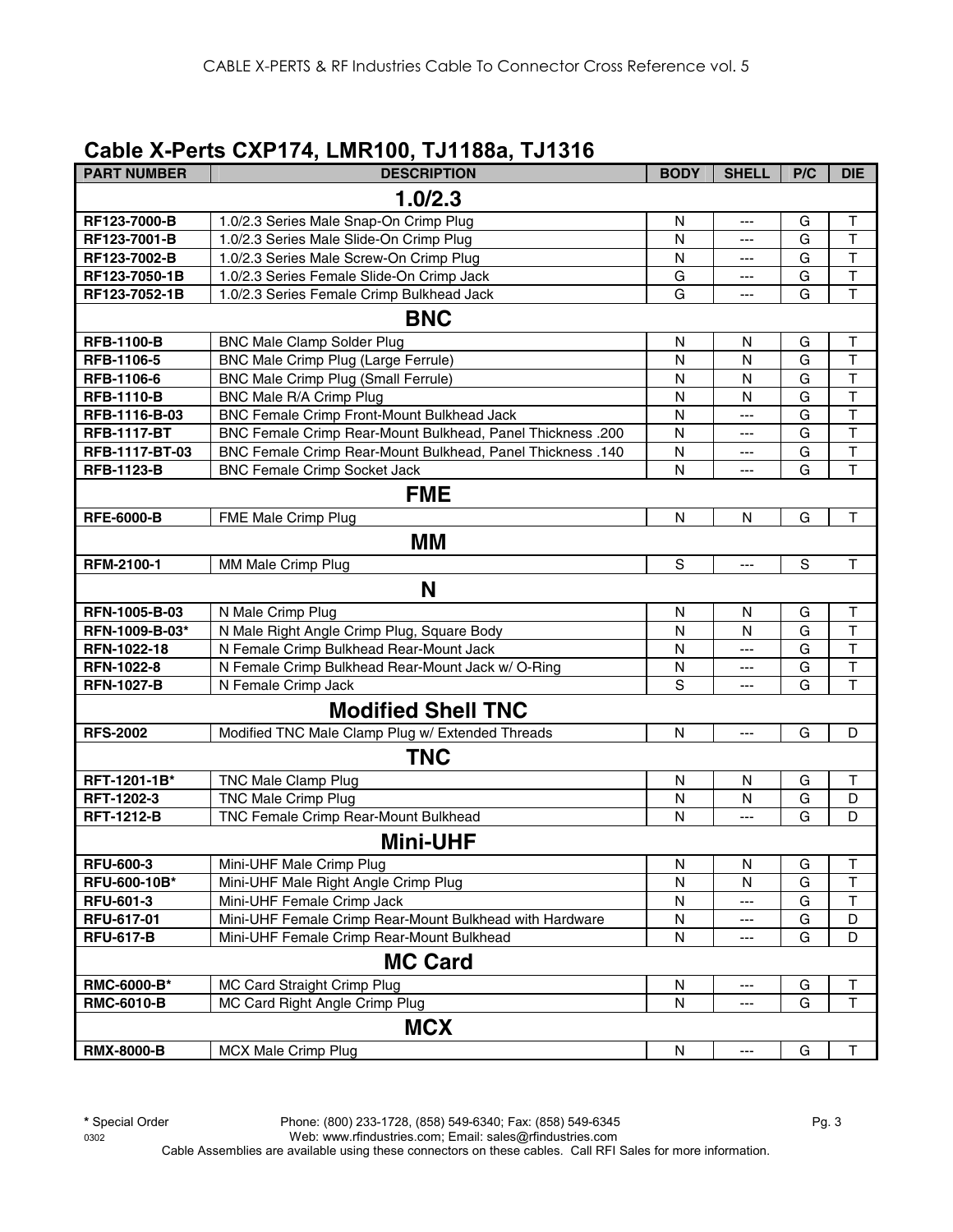## Cable X-Perts CXP174, LMR100, TJ1188a, TJ1316

| PART NUMBER | DESCRIPTION | BODY | SHELL | P/C | DIE |
|---|---|---|---|---|---|
| | **1.0/2.3** | | | | |
| RF123-7000-B | 1.0/2.3 Series Male Snap-On Crimp Plug | N | --- | G | T |
| RF123-7001-B | 1.0/2.3 Series Male Slide-On Crimp Plug | N | --- | G | T |
| RF123-7002-B | 1.0/2.3 Series Male Screw-On Crimp Plug | N | --- | G | T |
| RF123-7050-1B | 1.0/2.3 Series Female Slide-On Crimp Jack | G | --- | G | T |
| RF123-7052-1B | 1.0/2.3 Series Female Crimp Bulkhead Jack | G | --- | G | T |
| | **BNC** | | | | |
| RFB-1100-B | BNC Male Clamp Solder Plug | N | N | G | T |
| RFB-1106-5 | BNC Male Crimp Plug (Large Ferrule) | N | N | G | T |
| RFB-1106-6 | BNC Male Crimp Plug (Small Ferrule) | N | N | G | T |
| RFB-1110-B | BNC Male R/A Crimp Plug | N | N | G | T |
| RFB-1116-B-03 | BNC Female Crimp Front-Mount Bulkhead Jack | N | --- | G | T |
| RFB-1117-BT | BNC Female Crimp Rear-Mount Bulkhead, Panel Thickness .200 | N | --- | G | T |
| RFB-1117-BT-03 | BNC Female Crimp Rear-Mount Bulkhead, Panel Thickness .140 | N | --- | G | T |
| RFB-1123-B | BNC Female Crimp Socket Jack | N | --- | G | T |
| | **FME** | | | | |
| RFE-6000-B | FME Male Crimp Plug | N | N | G | T |
| | **MM** | | | | |
| RFM-2100-1 | MM Male Crimp Plug | S | --- | S | T |
| | **N** | | | | |
| RFN-1005-B-03 | N Male Crimp Plug | N | N | G | T |
| RFN-1009-B-03* | N Male Right Angle Crimp Plug, Square Body | N | N | G | T |
| RFN-1022-18 | N Female Crimp Bulkhead Rear-Mount Jack | N | --- | G | T |
| RFN-1022-8 | N Female Crimp Bulkhead Rear-Mount Jack w/ O-Ring | N | --- | G | T |
| RFN-1027-B | N Female Crimp Jack | S | --- | G | T |
| | **Modified Shell TNC** | | | | |
| RFS-2002 | Modified TNC Male Clamp Plug w/ Extended Threads | N | --- | G | D |
| | **TNC** | | | | |
| RFT-1201-1B* | TNC Male Clamp Plug | N | N | G | T |
| RFT-1202-3 | TNC Male Crimp Plug | N | N | G | D |
| RFT-1212-B | TNC Female Crimp Rear-Mount Bulkhead | N | --- | G | D |
| | **Mini-UHF** | | | | |
| RFU-600-3 | Mini-UHF Male Crimp Plug | N | N | G | T |
| RFU-600-10B* | Mini-UHF Male Right Angle Crimp Plug | N | N | G | T |
| RFU-601-3 | Mini-UHF Female Crimp Jack | N | --- | G | T |
| RFU-617-01 | Mini-UHF Female Crimp Rear-Mount Bulkhead with Hardware | N | --- | G | D |
| RFU-617-B | Mini-UHF Female Crimp Rear-Mount Bulkhead | N | --- | G | D |
| | **MC Card** | | | | |
| RMC-6000-B* | MC Card Straight Crimp Plug | N | --- | G | T |
| RMC-6010-B | MC Card Right Angle Crimp Plug | N | --- | G | T |
| | **MCX** | | | | |
| RMX-8000-B | MCX Male Crimp Plug | N | --- | G | T |

* Special Order

Phone: (800) 233-1728, (858) 549-6340; Fax: (858) 549-6345
Web: www.rfindustries.com; Email: sales@rfindustries.com
Cable Assemblies are available using these connectors on these cables. Call RFI Sales for more information.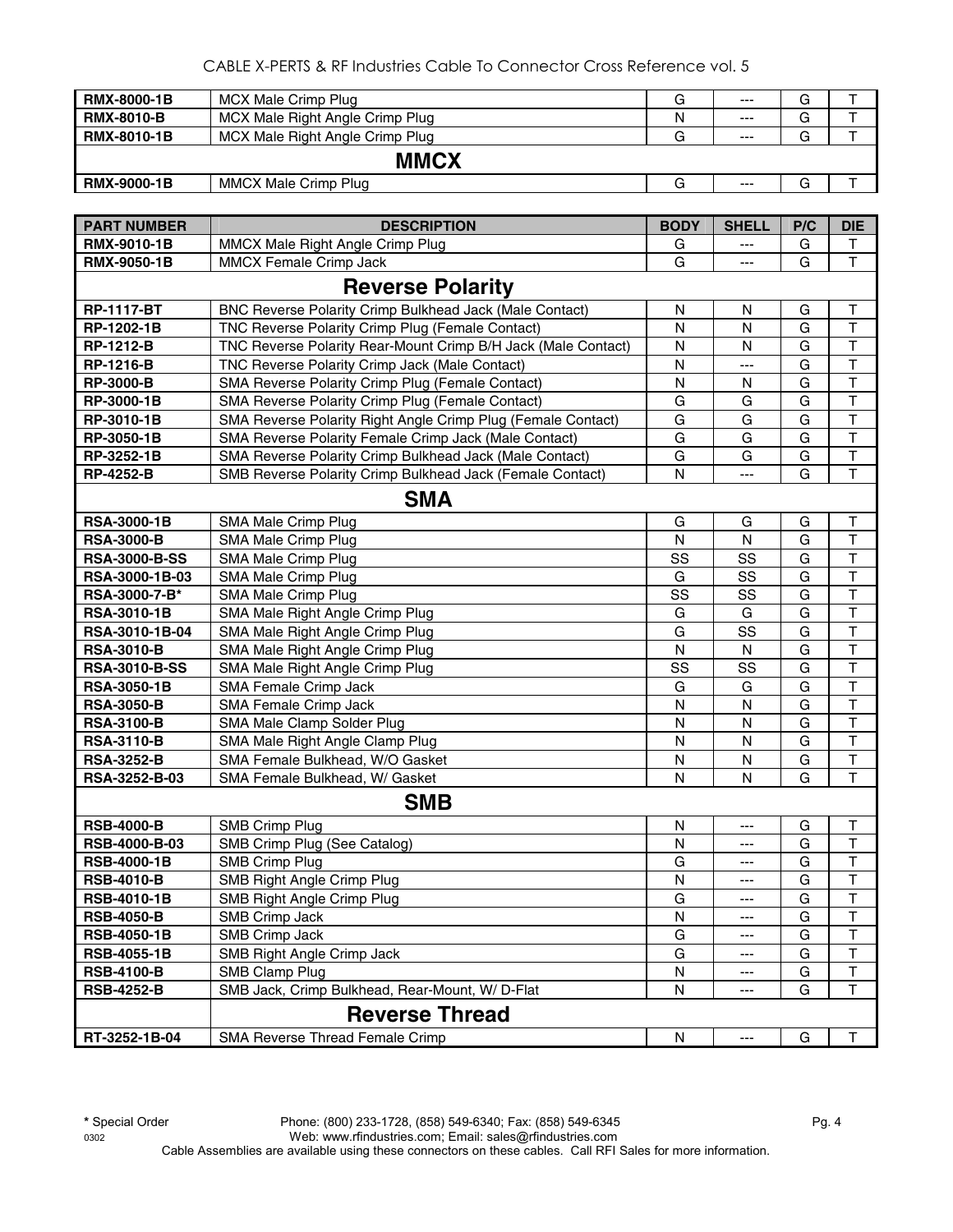| | | | | | |
|---|---|---|---|---|---|
| **RMX-8000-1B** | MCX Male Crimp Plug | G | --- | G | T |
| **RMX-8010-B** | MCX Male Right Angle Crimp Plug | N | --- | G | T |
| **RMX-8010-1B** | MCX Male Right Angle Crimp Plug | G | --- | G | T |
| | **MMCX** | | | | |
| **RMX-9000-1B** | MMCX Male Crimp Plug | G | --- | G | T |

| PART NUMBER | DESCRIPTION | BODY | SHELL | P/C | DIE |
|---|---|---|---|---|---|
| **RMX-9010-1B** | MMCX Male Right Angle Crimp Plug | G | --- | G | T |
| **RMX-9050-1B** | MMCX Female Crimp Jack | G | --- | G | T |
| | **Reverse Polarity** | | | | |
| **RP-1117-BT** | BNC Reverse Polarity Crimp Bulkhead Jack (Male Contact) | N | N | G | T |
| **RP-1202-1B** | TNC Reverse Polarity Crimp Plug (Female Contact) | N | N | G | T |
| **RP-1212-B** | TNC Reverse Polarity Rear-Mount Crimp B/H Jack (Male Contact) | N | N | G | T |
| **RP-1216-B** | TNC Reverse Polarity Crimp Jack (Male Contact) | N | --- | G | T |
| **RP-3000-B** | SMA Reverse Polarity Crimp Plug (Female Contact) | N | N | G | T |
| **RP-3000-1B** | SMA Reverse Polarity Crimp Plug (Female Contact) | G | G | G | T |
| **RP-3010-1B** | SMA Reverse Polarity Right Angle Crimp Plug (Female Contact) | G | G | G | T |
| **RP-3050-1B** | SMA Reverse Polarity Female Crimp Jack (Male Contact) | G | G | G | T |
| **RP-3252-1B** | SMA Reverse Polarity Crimp Bulkhead Jack (Male Contact) | G | G | G | T |
| **RP-4252-B** | SMB Reverse Polarity Crimp Bulkhead Jack (Female Contact) | N | --- | G | T |
| | **SMA** | | | | |
| **RSA-3000-1B** | SMA Male Crimp Plug | G | G | G | T |
| **RSA-3000-B** | SMA Male Crimp Plug | N | N | G | T |
| **RSA-3000-B-SS** | SMA Male Crimp Plug | SS | SS | G | T |
| RSA-3000-1B-03 | SMA Male Crimp Plug | G | SS | G | T |
| RSA-3000-7-B* | SMA Male Crimp Plug | SS | SS | G | T |
| **RSA-3010-1B** | SMA Male Right Angle Crimp Plug | G | G | G | T |
| RSA-3010-1B-04 | SMA Male Right Angle Crimp Plug | G | SS | G | T |
| **RSA-3010-B** | SMA Male Right Angle Crimp Plug | N | N | G | T |
| **RSA-3010-B-SS** | SMA Male Right Angle Crimp Plug | SS | SS | G | T |
| **RSA-3050-1B** | SMA Female Crimp Jack | G | G | G | T |
| **RSA-3050-B** | SMA Female Crimp Jack | N | N | G | T |
| **RSA-3100-B** | SMA Male Clamp Solder Plug | N | N | G | T |
| **RSA-3110-B** | SMA Male Right Angle Clamp Plug | N | N | G | T |
| **RSA-3252-B** | SMA Female Bulkhead, W/O Gasket | N | N | G | T |
| RSA-3252-B-03 | SMA Female Bulkhead, W/ Gasket | N | N | G | T |
| | **SMB** | | | | |
| **RSB-4000-B** | SMB Crimp Plug | N | --- | G | T |
| RSB-4000-B-03 | SMB Crimp Plug (See Catalog) | N | --- | G | T |
| **RSB-4000-1B** | SMB Crimp Plug | G | --- | G | T |
| **RSB-4010-B** | SMB Right Angle Crimp Plug | N | --- | G | T |
| **RSB-4010-1B** | SMB Right Angle Crimp Plug | G | --- | G | T |
| **RSB-4050-B** | SMB Crimp Jack | N | --- | G | T |
| **RSB-4050-1B** | SMB Crimp Jack | G | --- | G | T |
| **RSB-4055-1B** | SMB Right Angle Crimp Jack | G | --- | G | T |
| **RSB-4100-B** | SMB Clamp Plug | N | --- | G | T |
| **RSB-4252-B** | SMB Jack, Crimp Bulkhead, Rear-Mount, W/ D-Flat | N | --- | G | T |
| | **Reverse Thread** | | | | |
| RT-3252-1B-04 | SMA Reverse Thread Female Crimp | N | --- | G | T |

**\*** Special Order

Phone: (800) 233-1728, (858) 549-6340; Fax: (858) 549-6345
Web: www.rfindustries.com; Email: sales@rfindustries.com
Cable Assemblies are available using these connectors on these cables. Call RFI Sales for more information.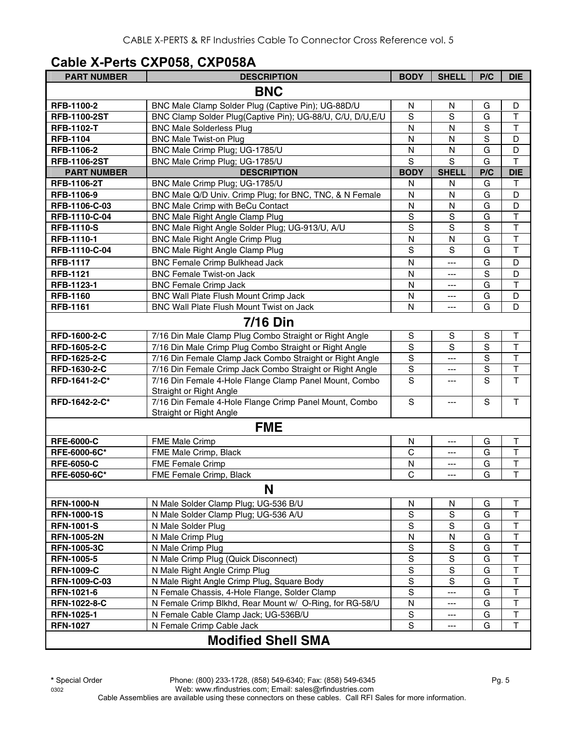## Cable X-Perts CXP058, CXP058A

| PART NUMBER | DESCRIPTION | BODY | SHELL | P/C | DIE |
|---|---|---|---|---|---|
| **BNC** | | | | | |
| **RFB-1100-2** | BNC Male Clamp Solder Plug (Captive Pin); UG-88D/U | N | N | G | D |
| **RFB-1100-2ST** | BNC Clamp Solder Plug(Captive Pin); UG-88/U, C/U, D/U,E/U | S | S | G | T |
| **RFB-1102-T** | BNC Male Solderless Plug | N | N | S | T |
| **RFB-1104** | BNC Male Twist-on Plug | N | N | S | D |
| **RFB-1106-2** | BNC Male Crimp Plug; UG-1785/U | N | N | G | D |
| **RFB-1106-2ST** | BNC Male Crimp Plug; UG-1785/U | S | S | G | T |
| **PART NUMBER** | **DESCRIPTION** | **BODY** | **SHELL** | **P/C** | **DIE** |
| **RFB-1106-2T** | BNC Male Crimp Plug; UG-1785/U | N | N | G | T |
| **RFB-1106-9** | BNC Male Q/D Univ. Crimp Plug; for BNC, TNC, & N Female | N | N | G | D |
| **RFB-1106-C-03** | BNC Male Crimp with BeCu Contact | N | N | G | D |
| **RFB-1110-C-04** | BNC Male Right Angle Clamp Plug | S | S | G | T |
| **RFB-1110-S** | BNC Male Right Angle Solder Plug; UG-913/U, A/U | S | S | S | T |
| **RFB-1110-1** | BNC Male Right Angle Crimp Plug | N | N | G | T |
| **RFB-1110-C-04** | BNC Male Right Angle Clamp Plug | S | S | G | T |
| **RFB-1117** | BNC Female Crimp Bulkhead Jack | N | --- | G | D |
| **RFB-1121** | BNC Female Twist-on Jack | N | --- | S | D |
| **RFB-1123-1** | BNC Female Crimp Jack | N | --- | G | T |
| **RFB-1160** | BNC Wall Plate Flush Mount Crimp Jack | N | --- | G | D |
| **RFB-1161** | BNC Wall Plate Flush Mount Twist on Jack | N | --- | G | D |
| **7/16 Din** | | | | | |
| **RFD-1600-2-C** | 7/16 Din Male Clamp Plug Combo Straight or Right Angle | S | S | S | T |
| **RFD-1605-2-C** | 7/16 Din Male Crimp Plug Combo Straight or Right Angle | S | S | S | T |
| **RFD-1625-2-C** | 7/16 Din Female Clamp Jack Combo Straight or Right Angle | S | --- | S | T |
| **RFD-1630-2-C** | 7/16 Din Female Crimp Jack Combo Straight or Right Angle | S | --- | S | T |
| **RFD-1641-2-C*** | 7/16 Din Female 4-Hole Flange Clamp Panel Mount, Combo Straight or Right Angle | S | --- | S | T |
| **RFD-1642-2-C*** | 7/16 Din Female 4-Hole Flange Crimp Panel Mount, Combo Straight or Right Angle | S | --- | S | T |
| **FME** | | | | | |
| **RFE-6000-C** | FME Male Crimp | N | --- | G | T |
| **RFE-6000-6C*** | FME Male Crimp, Black | C | --- | G | T |
| **RFE-6050-C** | FME Female Crimp | N | --- | G | T |
| **RFE-6050-6C*** | FME Female Crimp, Black | C | --- | G | T |
| **N** | | | | | |
| **RFN-1000-N** | N Male Solder Clamp Plug; UG-536 B/U | N | N | G | T |
| **RFN-1000-1S** | N Male Solder Clamp Plug; UG-536 A/U | S | S | G | T |
| **RFN-1001-S** | N Male Solder Plug | S | S | G | T |
| **RFN-1005-2N** | N Male Crimp Plug | N | N | G | T |
| **RFN-1005-3C** | N Male Crimp Plug | S | S | G | T |
| **RFN-1005-5** | N Male Crimp Plug (Quick Disconnect) | S | S | G | T |
| **RFN-1009-C** | N Male Right Angle Crimp Plug | S | S | G | T |
| **RFN-1009-C-03** | N Male Right Angle Crimp Plug, Square Body | S | S | G | T |
| **RFN-1021-6** | N Female Chassis, 4-Hole Flange, Solder Clamp | S | --- | G | T |
| **RFN-1022-8-C** | N Female Crimp Blkhd, Rear Mount w/ O-Ring, for RG-58/U | N | --- | G | T |
| **RFN-1025-1** | N Female Cable Clamp Jack; UG-536B/U | S | --- | G | T |
| **RFN-1027** | N Female Crimp Cable Jack | S | --- | G | T |
| **Modified Shell SMA** | | | | | |

**\*** Special Order

Phone: (800) 233-1728, (858) 549-6340; Fax: (858) 549-6345
Web: www.rfindustries.com; Email: sales@rfindustries.com
Cable Assemblies are available using these connectors on these cables. Call RFI Sales for more information.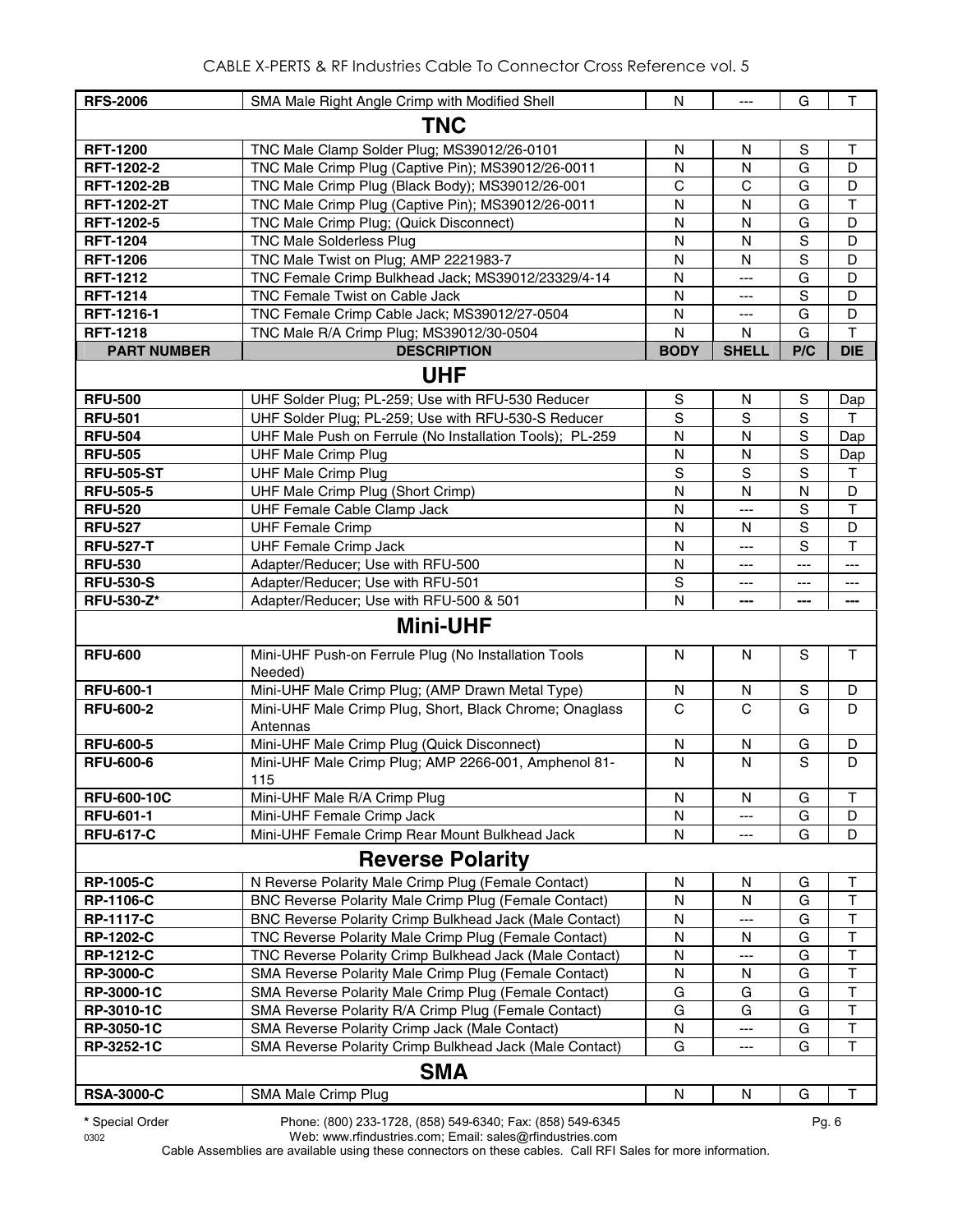| RFS-2006 | SMA Male Right Angle Crimp with Modified Shell | N | --- | G | T |
|---|---|---|---|---|---|
| **TNC** | | | | | |
| **RFT-1200** | TNC Male Clamp Solder Plug; MS39012/26-0101 | N | N | S | T |
| **RFT-1202-2** | TNC Male Crimp Plug (Captive Pin); MS39012/26-0011 | N | N | G | D |
| **RFT-1202-2B** | TNC Male Crimp Plug (Black Body); MS39012/26-001 | C | C | G | D |
| **RFT-1202-2T** | TNC Male Crimp Plug (Captive Pin); MS39012/26-0011 | N | N | G | T |
| **RFT-1202-5** | TNC Male Crimp Plug; (Quick Disconnect) | N | N | G | D |
| **RFT-1204** | TNC Male Solderless Plug | N | N | S | D |
| **RFT-1206** | TNC Male Twist on Plug; AMP 2221983-7 | N | N | S | D |
| **RFT-1212** | TNC Female Crimp Bulkhead Jack; MS39012/23329/4-14 | N | --- | G | D |
| **RFT-1214** | TNC Female Twist on Cable Jack | N | --- | S | D |
| **RFT-1216-1** | TNC Female Crimp Cable Jack; MS39012/27-0504 | N | --- | G | D |
| **RFT-1218** | TNC Male R/A Crimp Plug; MS39012/30-0504 | N | N | G | T |
| **PART NUMBER** | **DESCRIPTION** | **BODY** | **SHELL** | **P/C** | **DIE** |
| **UHF** | | | | | |
| **RFU-500** | UHF Solder Plug; PL-259; Use with RFU-530 Reducer | S | N | S | Dap |
| **RFU-501** | UHF Solder Plug; PL-259; Use with RFU-530-S Reducer | S | S | S | T |
| **RFU-504** | UHF Male Push on Ferrule (No Installation Tools); PL-259 | N | N | S | Dap |
| **RFU-505** | UHF Male Crimp Plug | N | N | S | Dap |
| **RFU-505-ST** | UHF Male Crimp Plug | S | S | S | T |
| **RFU-505-5** | UHF Male Crimp Plug (Short Crimp) | N | N | N | D |
| **RFU-520** | UHF Female Cable Clamp Jack | N | --- | S | T |
| **RFU-527** | UHF Female Crimp | N | N | S | D |
| **RFU-527-T** | UHF Female Crimp Jack | N | --- | S | T |
| **RFU-530** | Adapter/Reducer; Use with RFU-500 | N | --- | --- | --- |
| **RFU-530-S** | Adapter/Reducer; Use with RFU-501 | S | --- | --- | --- |
| **RFU-530-Z*** | Adapter/Reducer; Use with RFU-500 & 501 | N | --- | --- | --- |
| **Mini-UHF** | | | | | |
| **RFU-600** | Mini-UHF Push-on Ferrule Plug (No Installation Tools Needed) | N | N | S | T |
| **RFU-600-1** | Mini-UHF Male Crimp Plug; (AMP Drawn Metal Type) | N | N | S | D |
| **RFU-600-2** | Mini-UHF Male Crimp Plug, Short, Black Chrome; Onaglass Antennas | C | C | G | D |
| **RFU-600-5** | Mini-UHF Male Crimp Plug (Quick Disconnect) | N | N | G | D |
| **RFU-600-6** | Mini-UHF Male Crimp Plug; AMP 2266-001, Amphenol 81-115 | N | N | S | D |
| **RFU-600-10C** | Mini-UHF Male R/A Crimp Plug | N | N | G | T |
| **RFU-601-1** | Mini-UHF Female Crimp Jack | N | --- | G | D |
| **RFU-617-C** | Mini-UHF Female Crimp Rear Mount Bulkhead Jack | N | --- | G | D |
| **Reverse Polarity** | | | | | |
| **RP-1005-C** | N Reverse Polarity Male Crimp Plug (Female Contact) | N | N | G | T |
| **RP-1106-C** | BNC Reverse Polarity Male Crimp Plug (Female Contact) | N | N | G | T |
| **RP-1117-C** | BNC Reverse Polarity Crimp Bulkhead Jack (Male Contact) | N | --- | G | T |
| **RP-1202-C** | TNC Reverse Polarity Male Crimp Plug (Female Contact) | N | N | G | T |
| **RP-1212-C** | TNC Reverse Polarity Crimp Bulkhead Jack (Male Contact) | N | --- | G | T |
| **RP-3000-C** | SMA Reverse Polarity Male Crimp Plug (Female Contact) | N | N | G | T |
| **RP-3000-1C** | SMA Reverse Polarity Male Crimp Plug (Female Contact) | G | G | G | T |
| **RP-3010-1C** | SMA Reverse Polarity R/A Crimp Plug (Female Contact) | G | G | G | T |
| **RP-3050-1C** | SMA Reverse Polarity Crimp Jack (Male Contact) | N | --- | G | T |
| **RP-3252-1C** | SMA Reverse Polarity Crimp Bulkhead Jack (Male Contact) | G | --- | G | T |
| **SMA** | | | | | |
| **RSA-3000-C** | SMA Male Crimp Plug | N | N | G | T |

**\*** Special Order

Phone: (800) 233-1728, (858) 549-6340; Fax: (858) 549-6345

Web: www.rfindustries.com; Email: sales@rfindustries.com

Cable Assemblies are available using these connectors on these cables. Call RFI Sales for more information.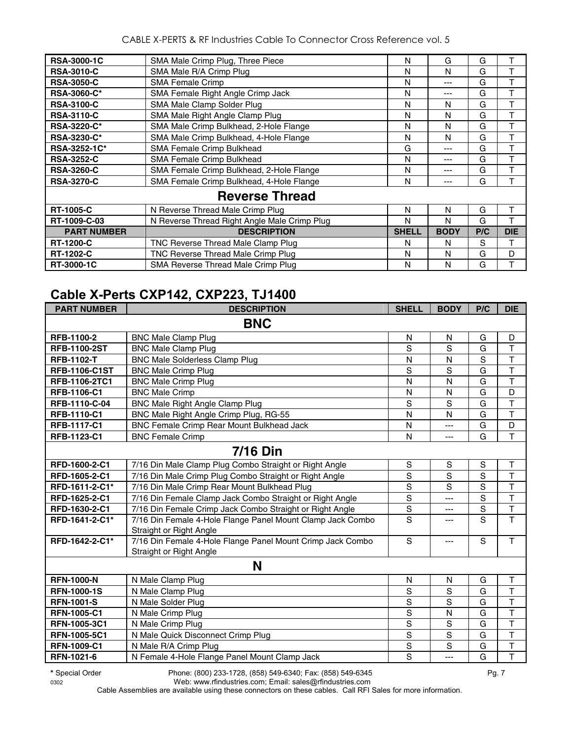| | | | | | |
|---|---|---|---|---|---|
| **RSA-3000-1C** | SMA Male Crimp Plug, Three Piece | N | G | G | T |
| **RSA-3010-C** | SMA Male R/A Crimp Plug | N | N | G | T |
| **RSA-3050-C** | SMA Female Crimp | N | --- | G | T |
| **RSA-3060-C*** | SMA Female Right Angle Crimp Jack | N | --- | G | T |
| **RSA-3100-C** | SMA Male Clamp Solder Plug | N | N | G | T |
| **RSA-3110-C** | SMA Male Right Angle Clamp Plug | N | N | G | T |
| **RSA-3220-C*** | SMA Male Crimp Bulkhead, 2-Hole Flange | N | N | G | T |
| **RSA-3230-C*** | SMA Male Crimp Bulkhead, 4-Hole Flange | N | N | G | T |
| **RSA-3252-1C*** | SMA Female Crimp Bulkhead | G | --- | G | T |
| **RSA-3252-C** | SMA Female Crimp Bulkhead | N | --- | G | T |
| **RSA-3260-C** | SMA Female Crimp Bulkhead, 2-Hole Flange | N | --- | G | T |
| **RSA-3270-C** | SMA Female Crimp Bulkhead, 4-Hole Flange | N | --- | G | T |
| | **Reverse Thread** | | | | |
| **RT-1005-C** | N Reverse Thread Male Crimp Plug | N | N | G | T |
| **RT-1009-C-03** | N Reverse Thread Right Angle Male Crimp Plug | N | N | G | T |
| **PART NUMBER** | **DESCRIPTION** | **SHELL** | **BODY** | **P/C** | **DIE** |
| **RT-1200-C** | TNC Reverse Thread Male Clamp Plug | N | N | S | T |
| **RT-1202-C** | TNC Reverse Thread Male Crimp Plug | N | N | G | D |
| **RT-3000-1C** | SMA Reverse Thread Male Crimp Plug | N | N | G | T |

## Cable X-Perts CXP142, CXP223, TJ1400

| PART NUMBER | DESCRIPTION | SHELL | BODY | P/C | DIE |
|---|---|---|---|---|---|
| | **BNC** | | | | |
| **RFB-1100-2** | BNC Male Clamp Plug | N | N | G | D |
| **RFB-1100-2ST** | BNC Male Clamp Plug | S | S | G | T |
| **RFB-1102-T** | BNC Male Solderless Clamp Plug | N | N | S | T |
| **RFB-1106-C1ST** | BNC Male Crimp Plug | S | S | G | T |
| **RFB-1106-2TC1** | BNC Male Crimp Plug | N | N | G | T |
| **RFB-1106-C1** | BNC Male Crimp | N | N | G | D |
| **RFB-1110-C-04** | BNC Male Right Angle Clamp Plug | S | S | G | T |
| **RFB-1110-C1** | BNC Male Right Angle Crimp Plug, RG-55 | N | N | G | T |
| **RFB-1117-C1** | BNC Female Crimp Rear Mount Bulkhead Jack | N | --- | G | D |
| **RFB-1123-C1** | BNC Female Crimp | N | --- | G | T |
| | **7/16 Din** | | | | |
| **RFD-1600-2-C1** | 7/16 Din Male Clamp Plug Combo Straight or Right Angle | S | S | S | T |
| **RFD-1605-2-C1** | 7/16 Din Male Crimp Plug Combo Straight or Right Angle | S | S | S | T |
| **RFD-1611-2-C1*** | 7/16 Din Male Crimp Rear Mount Bulkhead Plug | S | S | S | T |
| **RFD-1625-2-C1** | 7/16 Din Female Clamp Jack Combo Straight or Right Angle | S | --- | S | T |
| **RFD-1630-2-C1** | 7/16 Din Female Crimp Jack Combo Straight or Right Angle | S | --- | S | T |
| **RFD-1641-2-C1*** | 7/16 Din Female 4-Hole Flange Panel Mount Clamp Jack Combo Straight or Right Angle | S | --- | S | T |
| **RFD-1642-2-C1*** | 7/16 Din Female 4-Hole Flange Panel Mount Crimp Jack Combo Straight or Right Angle | S | --- | S | T |
| | **N** | | | | |
| **RFN-1000-N** | N Male Clamp Plug | N | N | G | T |
| **RFN-1000-1S** | N Male Clamp Plug | S | S | G | T |
| **RFN-1001-S** | N Male Solder Plug | S | S | G | T |
| **RFN-1005-C1** | N Male Crimp Plug | S | N | G | T |
| **RFN-1005-3C1** | N Male Crimp Plug | S | S | G | T |
| **RFN-1005-5C1** | N Male Quick Disconnect Crimp Plug | S | S | G | T |
| **RFN-1009-C1** | N Male R/A Crimp Plug | S | S | G | T |
| **RFN-1021-6** | N Female 4-Hole Flange Panel Mount Clamp Jack | S | --- | G | T |

**\*** Special Order

Cable Assemblies are available using these connectors on these cables. Call RFI Sales for more information.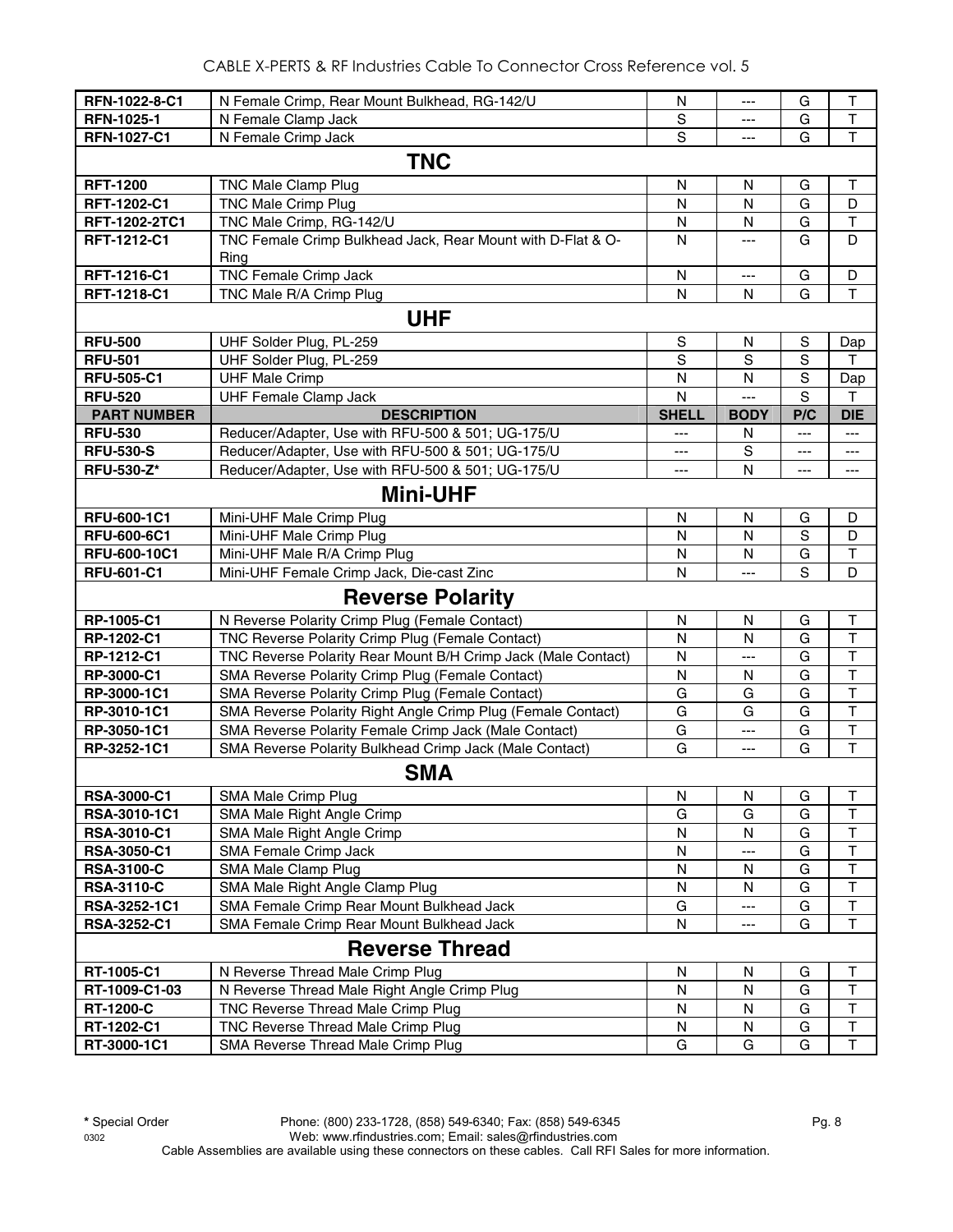| PART NUMBER | DESCRIPTION | SHELL | BODY | P/C | DIE |
|---|---|---|---|---|---|
| RFN-1022-8-C1 | N Female Crimp, Rear Mount Bulkhead, RG-142/U | N | --- | G | T |
| RFN-1025-1 | N Female Clamp Jack | S | --- | G | T |
| RFN-1027-C1 | N Female Crimp Jack | S | --- | G | T |
| **TNC** | | | | | |
| RFT-1200 | TNC Male Clamp Plug | N | N | G | T |
| RFT-1202-C1 | TNC Male Crimp Plug | N | N | G | D |
| RFT-1202-2TC1 | TNC Male Crimp, RG-142/U | N | N | G | T |
| RFT-1212-C1 | TNC Female Crimp Bulkhead Jack, Rear Mount with D-Flat & O-Ring | N | --- | G | D |
| RFT-1216-C1 | TNC Female Crimp Jack | N | --- | G | D |
| RFT-1218-C1 | TNC Male R/A Crimp Plug | N | N | G | T |
| **UHF** | | | | | |
| RFU-500 | UHF Solder Plug, PL-259 | S | N | S | Dap |
| RFU-501 | UHF Solder Plug, PL-259 | S | S | S | T |
| RFU-505-C1 | UHF Male Crimp | N | N | S | Dap |
| RFU-520 | UHF Female Clamp Jack | N | --- | S | T |
| **PART NUMBER** | **DESCRIPTION** | **SHELL** | **BODY** | **P/C** | **DIE** |
| RFU-530 | Reducer/Adapter, Use with RFU-500 & 501; UG-175/U | --- | N | --- | --- |
| RFU-530-S | Reducer/Adapter, Use with RFU-500 & 501; UG-175/U | --- | S | --- | --- |
| RFU-530-Z* | Reducer/Adapter, Use with RFU-500 & 501; UG-175/U | --- | N | --- | --- |
| **Mini-UHF** | | | | | |
| RFU-600-1C1 | Mini-UHF Male Crimp Plug | N | N | G | D |
| RFU-600-6C1 | Mini-UHF Male Crimp Plug | N | N | S | D |
| RFU-600-10C1 | Mini-UHF Male R/A Crimp Plug | N | N | G | T |
| RFU-601-C1 | Mini-UHF Female Crimp Jack, Die-cast Zinc | N | --- | S | D |
| **Reverse Polarity** | | | | | |
| RP-1005-C1 | N Reverse Polarity Crimp Plug (Female Contact) | N | N | G | T |
| RP-1202-C1 | TNC Reverse Polarity Crimp Plug (Female Contact) | N | N | G | T |
| RP-1212-C1 | TNC Reverse Polarity Rear Mount B/H Crimp Jack (Male Contact) | N | --- | G | T |
| RP-3000-C1 | SMA Reverse Polarity Crimp Plug (Female Contact) | N | N | G | T |
| RP-3000-1C1 | SMA Reverse Polarity Crimp Plug (Female Contact) | G | G | G | T |
| RP-3010-1C1 | SMA Reverse Polarity Right Angle Crimp Plug (Female Contact) | G | G | G | T |
| RP-3050-1C1 | SMA Reverse Polarity Female Crimp Jack (Male Contact) | G | --- | G | T |
| RP-3252-1C1 | SMA Reverse Polarity Bulkhead Crimp Jack (Male Contact) | G | --- | G | T |
| **SMA** | | | | | |
| RSA-3000-C1 | SMA Male Crimp Plug | N | N | G | T |
| RSA-3010-1C1 | SMA Male Right Angle Crimp | G | G | G | T |
| RSA-3010-C1 | SMA Male Right Angle Crimp | N | N | G | T |
| RSA-3050-C1 | SMA Female Crimp Jack | N | --- | G | T |
| RSA-3100-C | SMA Male Clamp Plug | N | N | G | T |
| RSA-3110-C | SMA Male Right Angle Clamp Plug | N | N | G | T |
| RSA-3252-1C1 | SMA Female Crimp Rear Mount Bulkhead Jack | G | --- | G | T |
| RSA-3252-C1 | SMA Female Crimp Rear Mount Bulkhead Jack | N | --- | G | T |
| **Reverse Thread** | | | | | |
| RT-1005-C1 | N Reverse Thread Male Crimp Plug | N | N | G | T |
| RT-1009-C1-03 | N Reverse Thread Male Right Angle Crimp Plug | N | N | G | T |
| RT-1200-C | TNC Reverse Thread Male Crimp Plug | N | N | G | T |
| RT-1202-C1 | TNC Reverse Thread Male Crimp Plug | N | N | G | T |
| RT-3000-1C1 | SMA Reverse Thread Male Crimp Plug | G | G | G | T |

**\*** Special Order

Phone: (800) 233-1728, (858) 549-6340; Fax: (858) 549-6345
Web: www.rfindustries.com; Email: sales@rfindustries.com
Cable Assemblies are available using these connectors on these cables. Call RFI Sales for more information.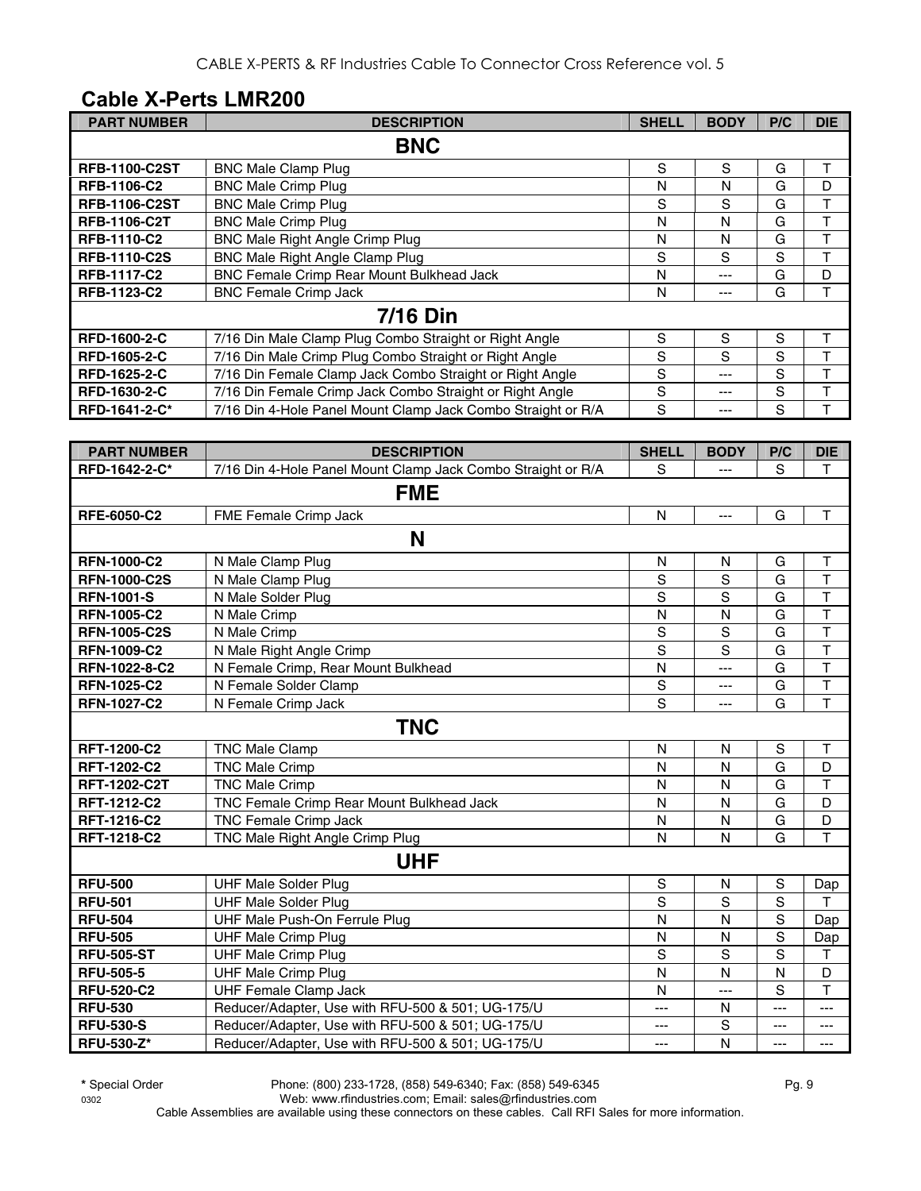## Cable X-Perts LMR200

| PART NUMBER | DESCRIPTION | SHELL | BODY | P/C | DIE |
|---|---|---|---|---|---|
| **BNC** | | | | | |
| **RFB-1100-C2ST** | BNC Male Clamp Plug | S | S | G | T |
| **RFB-1106-C2** | BNC Male Crimp Plug | N | N | G | D |
| **RFB-1106-C2ST** | BNC Male Crimp Plug | S | S | G | T |
| **RFB-1106-C2T** | BNC Male Crimp Plug | N | N | G | T |
| **RFB-1110-C2** | BNC Male Right Angle Crimp Plug | N | N | G | T |
| **RFB-1110-C2S** | BNC Male Right Angle Clamp Plug | S | S | S | T |
| **RFB-1117-C2** | BNC Female Crimp Rear Mount Bulkhead Jack | N | --- | G | D |
| **RFB-1123-C2** | BNC Female Crimp Jack | N | --- | G | T |
| **7/16 Din** | | | | | |
| **RFD-1600-2-C** | 7/16 Din Male Clamp Plug Combo Straight or Right Angle | S | S | S | T |
| **RFD-1605-2-C** | 7/16 Din Male Crimp Plug Combo Straight or Right Angle | S | S | S | T |
| **RFD-1625-2-C** | 7/16 Din Female Clamp Jack Combo Straight or Right Angle | S | --- | S | T |
| **RFD-1630-2-C** | 7/16 Din Female Crimp Jack Combo Straight or Right Angle | S | --- | S | T |
| **RFD-1641-2-C*** | 7/16 Din 4-Hole Panel Mount Clamp Jack Combo Straight or R/A | S | --- | S | T |

| PART NUMBER | DESCRIPTION | SHELL | BODY | P/C | DIE |
|---|---|---|---|---|---|
| **RFD-1642-2-C*** | 7/16 Din 4-Hole Panel Mount Clamp Jack Combo Straight or R/A | S | --- | S | T |
| **FME** | | | | | |
| **RFE-6050-C2** | FME Female Crimp Jack | N | --- | G | T |
| **N** | | | | | |
| **RFN-1000-C2** | N Male Clamp Plug | N | N | G | T |
| **RFN-1000-C2S** | N Male Clamp Plug | S | S | G | T |
| **RFN-1001-S** | N Male Solder Plug | S | S | G | T |
| **RFN-1005-C2** | N Male Crimp | N | N | G | T |
| **RFN-1005-C2S** | N Male Crimp | S | S | G | T |
| **RFN-1009-C2** | N Male Right Angle Crimp | S | S | G | T |
| **RFN-1022-8-C2** | N Female Crimp, Rear Mount Bulkhead | N | --- | G | T |
| **RFN-1025-C2** | N Female Solder Clamp | S | --- | G | T |
| **RFN-1027-C2** | N Female Crimp Jack | S | --- | G | T |
| **TNC** | | | | | |
| **RFT-1200-C2** | TNC Male Clamp | N | N | S | T |
| **RFT-1202-C2** | TNC Male Crimp | N | N | G | D |
| **RFT-1202-C2T** | TNC Male Crimp | N | N | G | T |
| **RFT-1212-C2** | TNC Female Crimp Rear Mount Bulkhead Jack | N | N | G | D |
| **RFT-1216-C2** | TNC Female Crimp Jack | N | N | G | D |
| **RFT-1218-C2** | TNC Male Right Angle Crimp Plug | N | N | G | T |
| **UHF** | | | | | |
| **RFU-500** | UHF Male Solder Plug | S | N | S | Dap |
| **RFU-501** | UHF Male Solder Plug | S | S | S | T |
| **RFU-504** | UHF Male Push-On Ferrule Plug | N | N | S | Dap |
| **RFU-505** | UHF Male Crimp Plug | N | N | S | Dap |
| **RFU-505-ST** | UHF Male Crimp Plug | S | S | S | T |
| **RFU-505-5** | UHF Male Crimp Plug | N | N | N | D |
| **RFU-520-C2** | UHF Female Clamp Jack | N | --- | S | T |
| **RFU-530** | Reducer/Adapter, Use with RFU-500 & 501; UG-175/U | --- | N | --- | --- |
| **RFU-530-S** | Reducer/Adapter, Use with RFU-500 & 501; UG-175/U | --- | S | --- | --- |
| **RFU-530-Z*** | Reducer/Adapter, Use with RFU-500 & 501; UG-175/U | --- | N | --- | --- |

**\*** Special Order — Phone: (800) 233-1728, (858) 549-6340; Fax: (858) 549-6345
Web: www.rfindustries.com; Email: sales@rfindustries.com
Cable Assemblies are available using these connectors on these cables. Call RFI Sales for more information.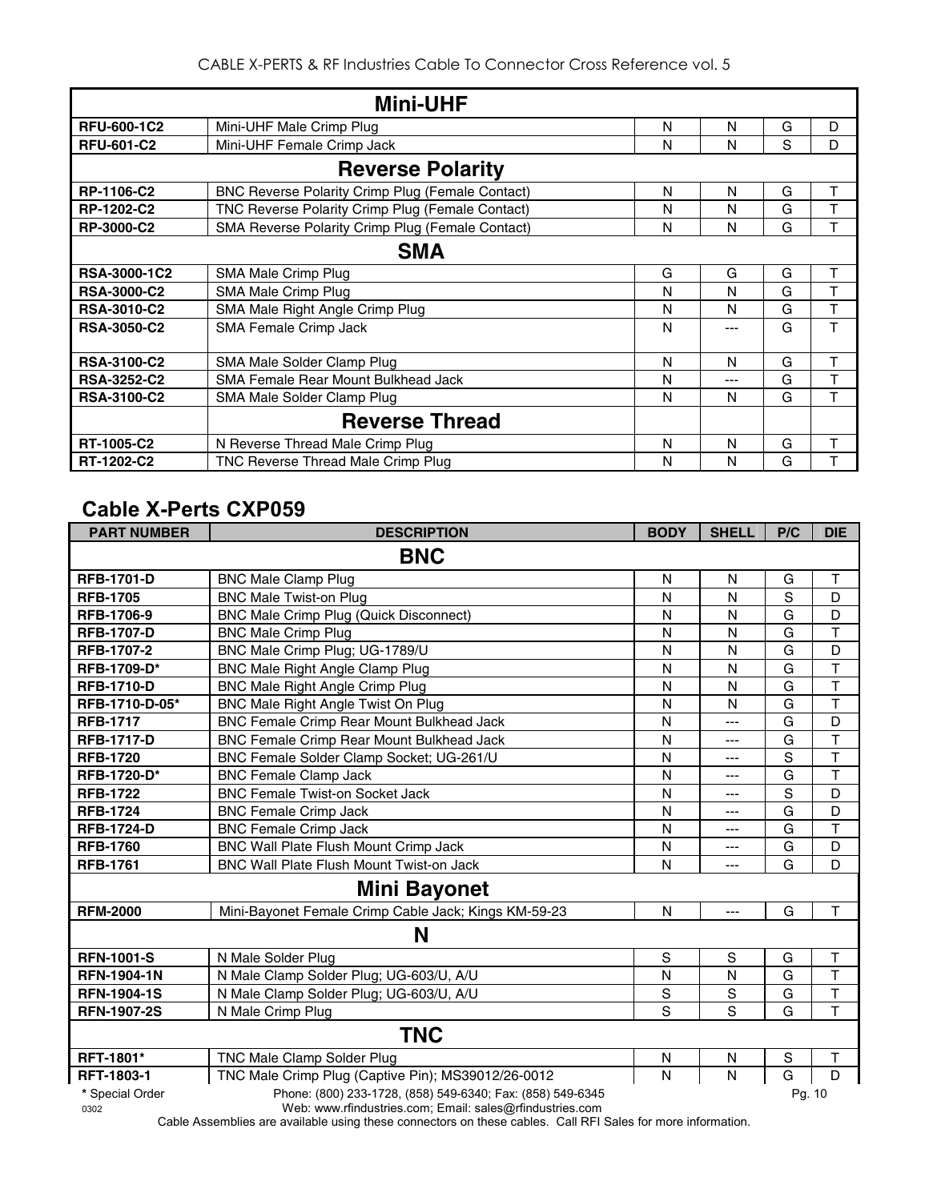| | Mini-UHF | | | | |
|---|---|---|---|---|---|
| **RFU-600-1C2** | Mini-UHF Male Crimp Plug | N | N | G | D |
| **RFU-601-C2** | Mini-UHF Female Crimp Jack | N | N | S | D |
| | **Reverse Polarity** | | | | |
| **RP-1106-C2** | BNC Reverse Polarity Crimp Plug (Female Contact) | N | N | G | T |
| **RP-1202-C2** | TNC Reverse Polarity Crimp Plug (Female Contact) | N | N | G | T |
| **RP-3000-C2** | SMA Reverse Polarity Crimp Plug (Female Contact) | N | N | G | T |
| | **SMA** | | | | |
| **RSA-3000-1C2** | SMA Male Crimp Plug | G | G | G | T |
| **RSA-3000-C2** | SMA Male Crimp Plug | N | N | G | T |
| **RSA-3010-C2** | SMA Male Right Angle Crimp Plug | N | N | G | T |
| **RSA-3050-C2** | SMA Female Crimp Jack | N | --- | G | T |
| **RSA-3100-C2** | SMA Male Solder Clamp Plug | N | N | G | T |
| **RSA-3252-C2** | SMA Female Rear Mount Bulkhead Jack | N | --- | G | T |
| **RSA-3100-C2** | SMA Male Solder Clamp Plug | N | N | G | T |
| | **Reverse Thread** | | | | |
| **RT-1005-C2** | N Reverse Thread Male Crimp Plug | N | N | G | T |
| **RT-1202-C2** | TNC Reverse Thread Male Crimp Plug | N | N | G | T |

## Cable X-Perts CXP059

| PART NUMBER | DESCRIPTION | BODY | SHELL | P/C | DIE |
|---|---|---|---|---|---|
| | **BNC** | | | | |
| **RFB-1701-D** | BNC Male Clamp Plug | N | N | G | T |
| **RFB-1705** | BNC Male Twist-on Plug | N | N | S | D |
| **RFB-1706-9** | BNC Male Crimp Plug (Quick Disconnect) | N | N | G | D |
| **RFB-1707-D** | BNC Male Crimp Plug | N | N | G | T |
| **RFB-1707-2** | BNC Male Crimp Plug; UG-1789/U | N | N | G | D |
| **RFB-1709-D*** | BNC Male Right Angle Clamp Plug | N | N | G | T |
| **RFB-1710-D** | BNC Male Right Angle Crimp Plug | N | N | G | T |
| **RFB-1710-D-05*** | BNC Male Right Angle Twist On Plug | N | N | G | T |
| **RFB-1717** | BNC Female Crimp Rear Mount Bulkhead Jack | N | --- | G | D |
| **RFB-1717-D** | BNC Female Crimp Rear Mount Bulkhead Jack | N | --- | G | T |
| **RFB-1720** | BNC Female Solder Clamp Socket; UG-261/U | N | --- | S | T |
| **RFB-1720-D*** | BNC Female Clamp Jack | N | --- | G | T |
| **RFB-1722** | BNC Female Twist-on Socket Jack | N | --- | S | D |
| **RFB-1724** | BNC Female Crimp Jack | N | --- | G | D |
| **RFB-1724-D** | BNC Female Crimp Jack | N | --- | G | T |
| **RFB-1760** | BNC Wall Plate Flush Mount Crimp Jack | N | --- | G | D |
| **RFB-1761** | BNC Wall Plate Flush Mount Twist-on Jack | N | --- | G | D |
| | **Mini Bayonet** | | | | |
| **RFM-2000** | Mini-Bayonet Female Crimp Cable Jack; Kings KM-59-23 | N | --- | G | T |
| | **N** | | | | |
| **RFN-1001-S** | N Male Solder Plug | S | S | G | T |
| **RFN-1904-1N** | N Male Clamp Solder Plug; UG-603/U, A/U | N | N | G | T |
| **RFN-1904-1S** | N Male Clamp Solder Plug; UG-603/U, A/U | S | S | G | T |
| **RFN-1907-2S** | N Male Crimp Plug | S | S | G | T |
| | **TNC** | | | | |
| **RFT-1801*** | TNC Male Clamp Solder Plug | N | N | S | T |
| **RFT-1803-1** | TNC Male Crimp Plug (Captive Pin); MS39012/26-0012 | N | N | G | D |

\* Special Order

Phone: (800) 233-1728, (858) 549-6340; Fax: (858) 549-6345
Web: www.rfindustries.com; Email: sales@rfindustries.com

Cable Assemblies are available using these connectors on these cables. Call RFI Sales for more information.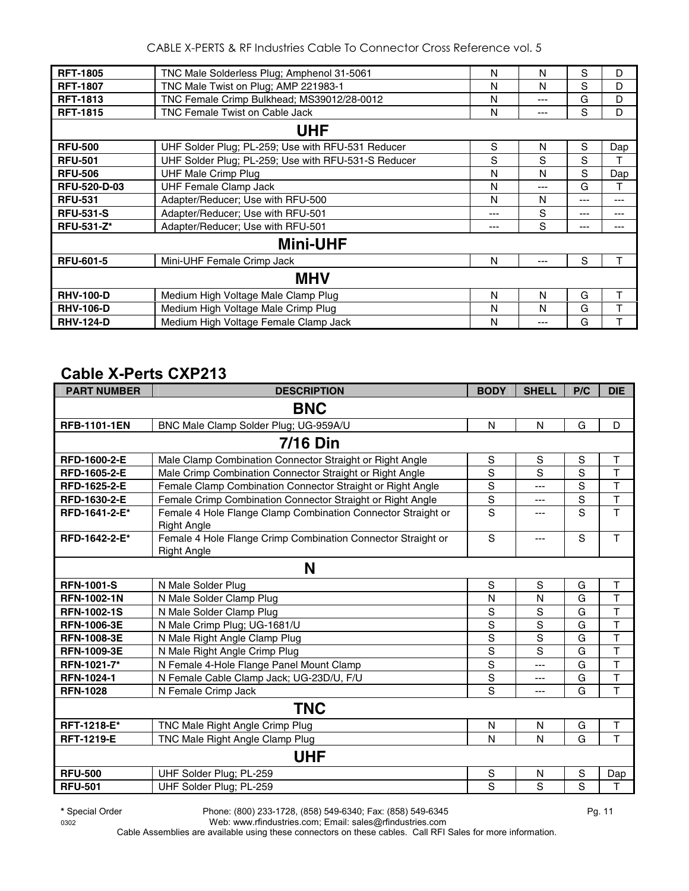| | | | | | |
|---|---|---|---|---|---|
| **RFT-1805** | TNC Male Solderless Plug; Amphenol 31-5061 | N | N | S | D |
| **RFT-1807** | TNC Male Twist on Plug; AMP 221983-1 | N | N | S | D |
| **RFT-1813** | TNC Female Crimp Bulkhead; MS39012/28-0012 | N | --- | G | D |
| **RFT-1815** | TNC Female Twist on Cable Jack | N | --- | S | D |
| | **UHF** | | | | |
| **RFU-500** | UHF Solder Plug; PL-259; Use with RFU-531 Reducer | S | N | S | Dap |
| **RFU-501** | UHF Solder Plug; PL-259; Use with RFU-531-S Reducer | S | S | S | T |
| **RFU-506** | UHF Male Crimp Plug | N | N | S | Dap |
| **RFU-520-D-03** | UHF Female Clamp Jack | N | --- | G | T |
| **RFU-531** | Adapter/Reducer; Use with RFU-500 | N | N | --- | --- |
| **RFU-531-S** | Adapter/Reducer; Use with RFU-501 | --- | S | --- | --- |
| **RFU-531-Z*** | Adapter/Reducer; Use with RFU-501 | --- | S | --- | --- |
| | **Mini-UHF** | | | | |
| **RFU-601-5** | Mini-UHF Female Crimp Jack | N | --- | S | T |
| | **MHV** | | | | |
| **RHV-100-D** | Medium High Voltage Male Clamp Plug | N | N | G | T |
| **RHV-106-D** | Medium High Voltage Male Crimp Plug | N | N | G | T |
| **RHV-124-D** | Medium High Voltage Female Clamp Jack | N | --- | G | T |

## Cable X-Perts CXP213

| PART NUMBER | DESCRIPTION | BODY | SHELL | P/C | DIE |
|---|---|---|---|---|---|
| | **BNC** | | | | |
| **RFB-1101-1EN** | BNC Male Clamp Solder Plug; UG-959A/U | N | N | G | D |
| | **7/16 Din** | | | | |
| **RFD-1600-2-E** | Male Clamp Combination Connector Straight or Right Angle | S | S | S | T |
| **RFD-1605-2-E** | Male Crimp Combination Connector Straight or Right Angle | S | S | S | T |
| **RFD-1625-2-E** | Female Clamp Combination Connector Straight or Right Angle | S | --- | S | T |
| **RFD-1630-2-E** | Female Crimp Combination Connector Straight or Right Angle | S | --- | S | T |
| **RFD-1641-2-E*** | Female 4 Hole Flange Clamp Combination Connector Straight or Right Angle | S | --- | S | T |
| **RFD-1642-2-E*** | Female 4 Hole Flange Crimp Combination Connector Straight or Right Angle | S | --- | S | T |
| | **N** | | | | |
| **RFN-1001-S** | N Male Solder Plug | S | S | G | T |
| **RFN-1002-1N** | N Male Solder Clamp Plug | N | N | G | T |
| **RFN-1002-1S** | N Male Solder Clamp Plug | S | S | G | T |
| **RFN-1006-3E** | N Male Crimp Plug; UG-1681/U | S | S | G | T |
| **RFN-1008-3E** | N Male Right Angle Clamp Plug | S | S | G | T |
| **RFN-1009-3E** | N Male Right Angle Crimp Plug | S | S | G | T |
| **RFN-1021-7*** | N Female 4-Hole Flange Panel Mount Clamp | S | --- | G | T |
| **RFN-1024-1** | N Female Cable Clamp Jack; UG-23D/U, F/U | S | --- | G | T |
| **RFN-1028** | N Female Crimp Jack | S | --- | G | T |
| | **TNC** | | | | |
| **RFT-1218-E*** | TNC Male Right Angle Crimp Plug | N | N | G | T |
| **RFT-1219-E** | TNC Male Right Angle Clamp Plug | N | N | G | T |
| | **UHF** | | | | |
| **RFU-500** | UHF Solder Plug; PL-259 | S | N | S | Dap |
| **RFU-501** | UHF Solder Plug; PL-259 | S | S | S | T |

* Special Order

Phone: (800) 233-1728, (858) 549-6340; Fax: (858) 549-6345
Web: www.rfindustries.com; Email: sales@rfindustries.com
Cable Assemblies are available using these connectors on these cables. Call RFI Sales for more information.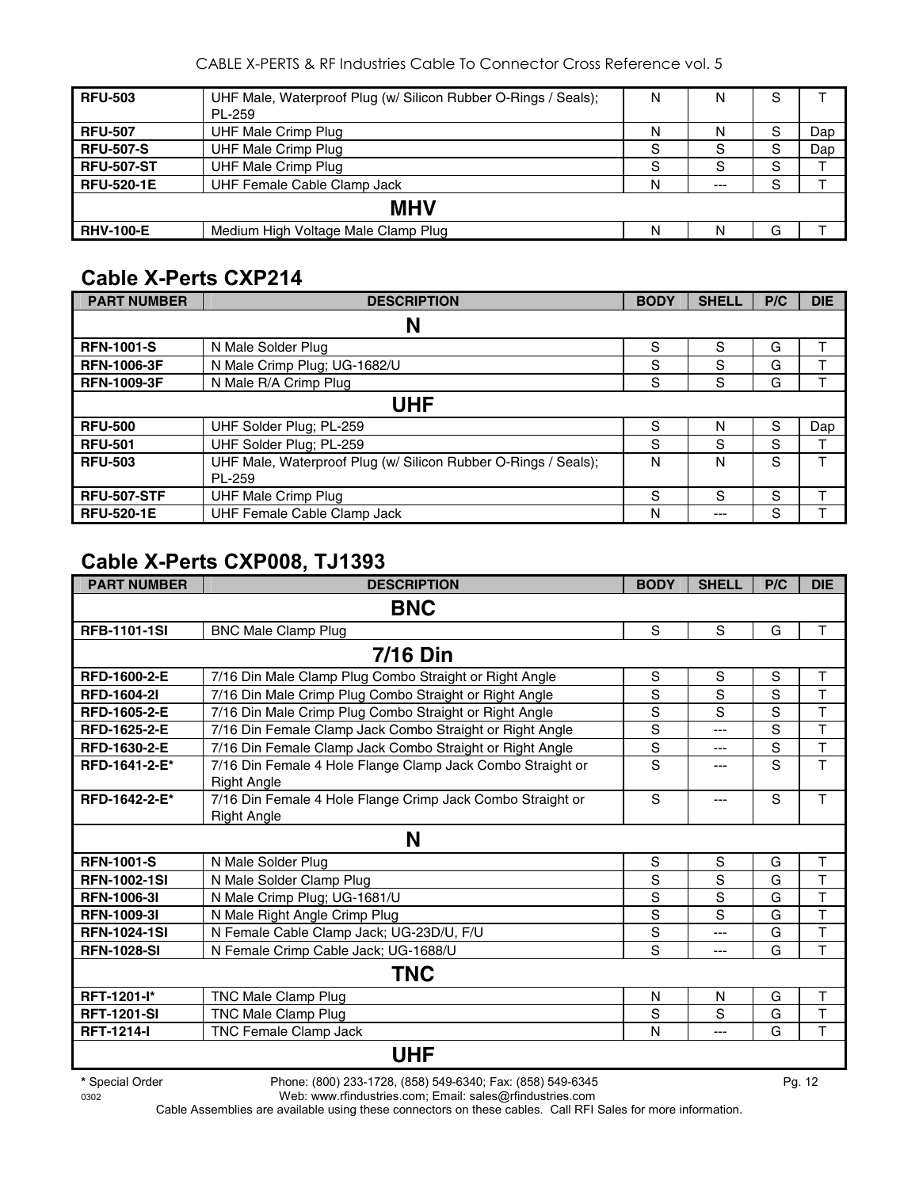| | | | | | |
|---|---|---|---|---|---|
| **RFU-503** | UHF Male, Waterproof Plug (w/ Silicon Rubber O-Rings / Seals); PL-259 | N | N | S | T |
| **RFU-507** | UHF Male Crimp Plug | N | N | S | Dap |
| **RFU-507-S** | UHF Male Crimp Plug | S | S | S | Dap |
| **RFU-507-ST** | UHF Male Crimp Plug | S | S | S | T |
| **RFU-520-1E** | UHF Female Cable Clamp Jack | N | --- | S | T |
| | **MHV** | | | | |
| **RHV-100-E** | Medium High Voltage Male Clamp Plug | N | N | G | T |

## Cable X-Perts CXP214

| PART NUMBER | DESCRIPTION | BODY | SHELL | P/C | DIE |
|---|---|---|---|---|---|
| | **N** | | | | |
| **RFN-1001-S** | N Male Solder Plug | S | S | G | T |
| **RFN-1006-3F** | N Male Crimp Plug; UG-1682/U | S | S | G | T |
| **RFN-1009-3F** | N Male R/A Crimp Plug | S | S | G | T |
| | **UHF** | | | | |
| **RFU-500** | UHF Solder Plug; PL-259 | S | N | S | Dap |
| **RFU-501** | UHF Solder Plug; PL-259 | S | S | S | T |
| **RFU-503** | UHF Male, Waterproof Plug (w/ Silicon Rubber O-Rings / Seals); PL-259 | N | N | S | T |
| **RFU-507-STF** | UHF Male Crimp Plug | S | S | S | T |
| **RFU-520-1E** | UHF Female Cable Clamp Jack | N | --- | S | T |

## Cable X-Perts CXP008, TJ1393

| PART NUMBER | DESCRIPTION | BODY | SHELL | P/C | DIE |
|---|---|---|---|---|---|
| | **BNC** | | | | |
| **RFB-1101-1SI** | BNC Male Clamp Plug | S | S | G | T |
| | **7/16 Din** | | | | |
| **RFD-1600-2-E** | 7/16 Din Male Clamp Plug Combo Straight or Right Angle | S | S | S | T |
| **RFD-1604-2I** | 7/16 Din Male Crimp Plug Combo Straight or Right Angle | S | S | S | T |
| **RFD-1605-2-E** | 7/16 Din Male Crimp Plug Combo Straight or Right Angle | S | S | S | T |
| **RFD-1625-2-E** | 7/16 Din Female Clamp Jack Combo Straight or Right Angle | S | --- | S | T |
| **RFD-1630-2-E** | 7/16 Din Female Clamp Jack Combo Straight or Right Angle | S | --- | S | T |
| **RFD-1641-2-E*** | 7/16 Din Female 4 Hole Flange Clamp Jack Combo Straight or Right Angle | S | --- | S | T |
| **RFD-1642-2-E*** | 7/16 Din Female 4 Hole Flange Crimp Jack Combo Straight or Right Angle | S | --- | S | T |
| | **N** | | | | |
| **RFN-1001-S** | N Male Solder Plug | S | S | G | T |
| **RFN-1002-1SI** | N Male Solder Clamp Plug | S | S | G | T |
| **RFN-1006-3I** | N Male Crimp Plug; UG-1681/U | S | S | G | T |
| **RFN-1009-3I** | N Male Right Angle Crimp Plug | S | S | G | T |
| **RFN-1024-1SI** | N Female Cable Clamp Jack; UG-23D/U, F/U | S | --- | G | T |
| **RFN-1028-SI** | N Female Crimp Cable Jack; UG-1688/U | S | --- | G | T |
| | **TNC** | | | | |
| **RFT-1201-I*** | TNC Male Clamp Plug | N | N | G | T |
| **RFT-1201-SI** | TNC Male Clamp Plug | S | S | G | T |
| **RFT-1214-I** | TNC Female Clamp Jack | N | --- | G | T |
| | **UHF** | | | | |

* Special Order

Cable Assemblies are available using these connectors on these cables. Call RFI Sales for more information.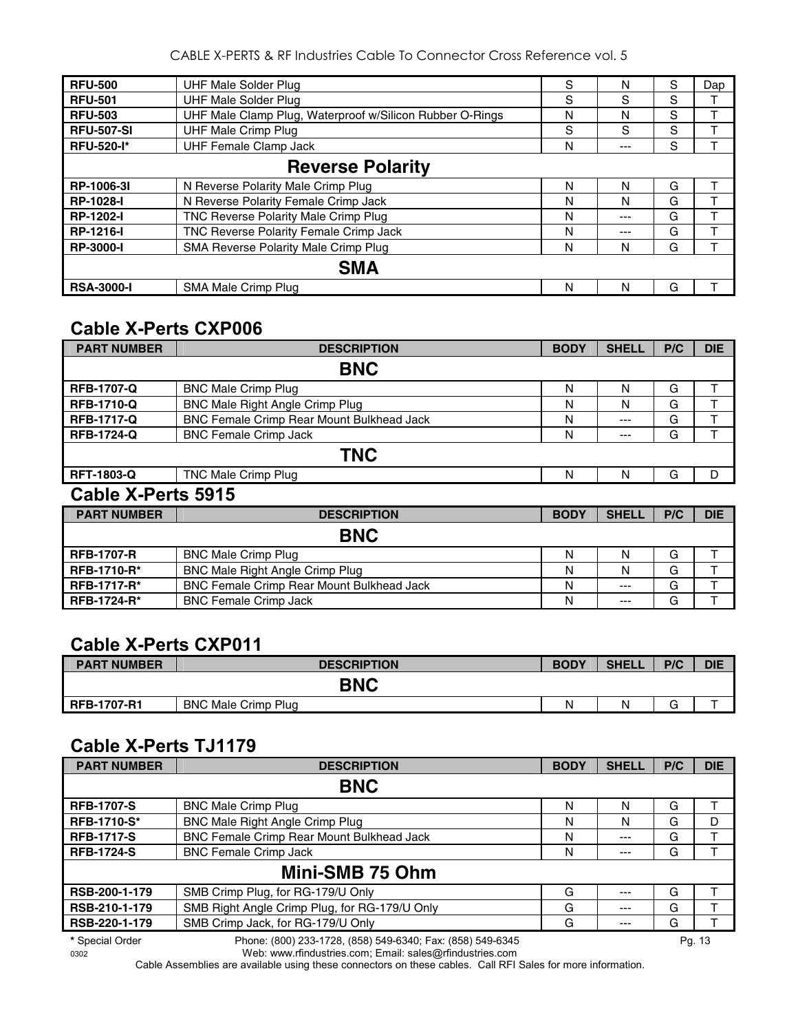| RFU-500 | UHF Male Solder Plug | S | N | S | Dap |
|---|---|---|---|---|---|
| RFU-501 | UHF Male Solder Plug | S | S | S | T |
| RFU-503 | UHF Male Clamp Plug, Waterproof w/Silicon Rubber O-Rings | N | N | S | T |
| RFU-507-SI | UHF Male Crimp Plug | S | S | S | T |
| RFU-520-I* | UHF Female Clamp Jack | N | --- | S | T |
| | **Reverse Polarity** | | | | |
| RP-1006-3I | N Reverse Polarity Male Crimp Plug | N | N | G | T |
| RP-1028-I | N Reverse Polarity Female Crimp Jack | N | N | G | T |
| RP-1202-I | TNC Reverse Polarity Male Crimp Plug | N | --- | G | T |
| RP-1216-I | TNC Reverse Polarity Female Crimp Jack | N | --- | G | T |
| RP-3000-I | SMA Reverse Polarity Male Crimp Plug | N | N | G | T |
| | **SMA** | | | | |
| RSA-3000-I | SMA Male Crimp Plug | N | N | G | T |

## Cable X-Perts CXP006

| PART NUMBER | DESCRIPTION | BODY | SHELL | P/C | DIE |
|---|---|---|---|---|---|
| | **BNC** | | | | |
| RFB-1707-Q | BNC Male Crimp Plug | N | N | G | T |
| RFB-1710-Q | BNC Male Right Angle Crimp Plug | N | N | G | T |
| RFB-1717-Q | BNC Female Crimp Rear Mount Bulkhead Jack | N | --- | G | T |
| RFB-1724-Q | BNC Female Crimp Jack | N | --- | G | T |
| | **TNC** | | | | |
| RFT-1803-Q | TNC Male Crimp Plug | N | N | G | D |

## Cable X-Perts 5915

| PART NUMBER | DESCRIPTION | BODY | SHELL | P/C | DIE |
|---|---|---|---|---|---|
| | **BNC** | | | | |
| RFB-1707-R | BNC Male Crimp Plug | N | N | G | T |
| RFB-1710-R* | BNC Male Right Angle Crimp Plug | N | N | G | T |
| RFB-1717-R* | BNC Female Crimp Rear Mount Bulkhead Jack | N | --- | G | T |
| RFB-1724-R* | BNC Female Crimp Jack | N | --- | G | T |

## Cable X-Perts CXP011

| PART NUMBER | DESCRIPTION | BODY | SHELL | P/C | DIE |
|---|---|---|---|---|---|
| | **BNC** | | | | |
| RFB-1707-R1 | BNC Male Crimp Plug | N | N | G | T |

## Cable X-Perts TJ1179

| PART NUMBER | DESCRIPTION | BODY | SHELL | P/C | DIE |
|---|---|---|---|---|---|
| | **BNC** | | | | |
| RFB-1707-S | BNC Male Crimp Plug | N | N | G | T |
| RFB-1710-S* | BNC Male Right Angle Crimp Plug | N | N | G | D |
| RFB-1717-S | BNC Female Crimp Rear Mount Bulkhead Jack | N | --- | G | T |
| RFB-1724-S | BNC Female Crimp Jack | N | --- | G | T |
| | **Mini-SMB 75 Ohm** | | | | |
| RSB-200-1-179 | SMB Crimp Plug, for RG-179/U Only | G | --- | G | T |
| RSB-210-1-179 | SMB Right Angle Crimp Plug, for RG-179/U Only | G | --- | G | T |
| RSB-220-1-179 | SMB Crimp Jack, for RG-179/U Only | G | --- | G | T |

**\*** Special Order

Phone: (800) 233-1728, (858) 549-6340; Fax: (858) 549-6345
Web: www.rfindustries.com; Email: sales@rfindustries.com

Cable Assemblies are available using these connectors on these cables. Call RFI Sales for more information.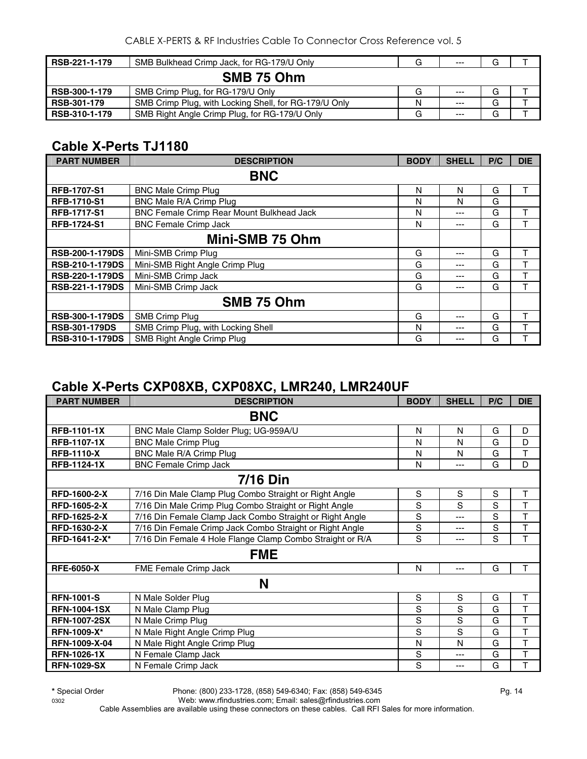| | | | | | |
|---|---|---|---|---|---|
| **RSB-221-1-179** | SMB Bulkhead Crimp Jack, for RG-179/U Only | G | --- | G | T |
| | **SMB 75 Ohm** | | | | |
| **RSB-300-1-179** | SMB Crimp Plug, for RG-179/U Only | G | --- | G | T |
| **RSB-301-179** | SMB Crimp Plug, with Locking Shell, for RG-179/U Only | N | --- | G | T |
| **RSB-310-1-179** | SMB Right Angle Crimp Plug, for RG-179/U Only | G | --- | G | T |

## Cable X-Perts TJ1180

| PART NUMBER | DESCRIPTION | BODY | SHELL | P/C | DIE |
|---|---|---|---|---|---|
| | **BNC** | | | | |
| **RFB-1707-S1** | BNC Male Crimp Plug | N | N | G | T |
| **RFB-1710-S1** | BNC Male R/A Crimp Plug | N | N | G | |
| **RFB-1717-S1** | BNC Female Crimp Rear Mount Bulkhead Jack | N | --- | G | T |
| **RFB-1724-S1** | BNC Female Crimp Jack | N | --- | G | T |
| | **Mini-SMB 75 Ohm** | | | | |
| **RSB-200-1-179DS** | Mini-SMB Crimp Plug | G | --- | G | T |
| **RSB-210-1-179DS** | Mini-SMB Right Angle Crimp Plug | G | --- | G | T |
| **RSB-220-1-179DS** | Mini-SMB Crimp Jack | G | --- | G | T |
| **RSB-221-1-179DS** | Mini-SMB Crimp Jack | G | --- | G | T |
| | **SMB 75 Ohm** | | | | |
| **RSB-300-1-179DS** | SMB Crimp Plug | G | --- | G | T |
| **RSB-301-179DS** | SMB Crimp Plug, with Locking Shell | N | --- | G | T |
| **RSB-310-1-179DS** | SMB Right Angle Crimp Plug | G | --- | G | T |

## Cable X-Perts CXP08XB, CXP08XC, LMR240, LMR240UF

| PART NUMBER | DESCRIPTION | BODY | SHELL | P/C | DIE |
|---|---|---|---|---|---|
| | **BNC** | | | | |
| **RFB-1101-1X** | BNC Male Clamp Solder Plug; UG-959A/U | N | N | G | D |
| **RFB-1107-1X** | BNC Male Crimp Plug | N | N | G | D |
| **RFB-1110-X** | BNC Male R/A Crimp Plug | N | N | G | T |
| **RFB-1124-1X** | BNC Female Crimp Jack | N | --- | G | D |
| | **7/16 Din** | | | | |
| **RFD-1600-2-X** | 7/16 Din Male Clamp Plug Combo Straight or Right Angle | S | S | S | T |
| **RFD-1605-2-X** | 7/16 Din Male Crimp Plug Combo Straight or Right Angle | S | S | S | T |
| **RFD-1625-2-X** | 7/16 Din Female Clamp Jack Combo Straight or Right Angle | S | --- | S | T |
| **RFD-1630-2-X** | 7/16 Din Female Crimp Jack Combo Straight or Right Angle | S | --- | S | T |
| **RFD-1641-2-X*** | 7/16 Din Female 4 Hole Flange Clamp Combo Straight or R/A | S | --- | S | T |
| | **FME** | | | | |
| **RFE-6050-X** | FME Female Crimp Jack | N | --- | G | T |
| | **N** | | | | |
| **RFN-1001-S** | N Male Solder Plug | S | S | G | T |
| **RFN-1004-1SX** | N Male Clamp Plug | S | S | G | T |
| **RFN-1007-2SX** | N Male Crimp Plug | S | S | G | T |
| **RFN-1009-X*** | N Male Right Angle Crimp Plug | S | S | G | T |
| **RFN-1009-X-04** | N Male Right Angle Crimp Plug | N | N | G | T |
| **RFN-1026-1X** | N Female Clamp Jack | S | --- | G | T |
| **RFN-1029-SX** | N Female Crimp Jack | S | --- | G | T |

**\*** Special Order

Phone: (800) 233-1728, (858) 549-6340; Fax: (858) 549-6345
Web: www.rfindustries.com; Email: sales@rfindustries.com
Cable Assemblies are available using these connectors on these cables. Call RFI Sales for more information.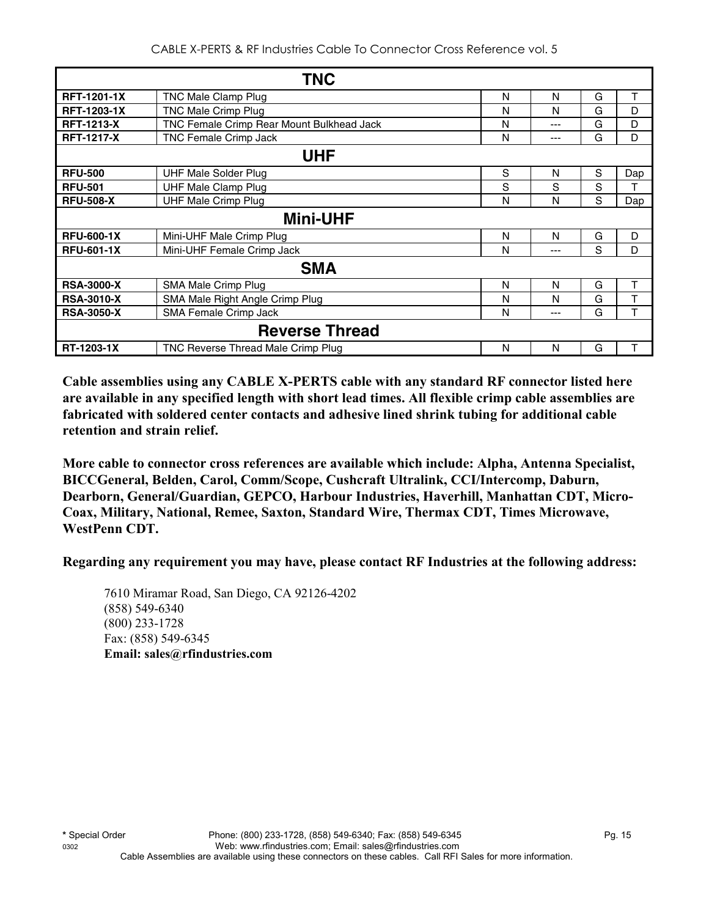| | | | | | |
|---|---|---|---|---|---|
| **TNC** | | | | | |
| **RFT-1201-1X** | TNC Male Clamp Plug | N | N | G | T |
| **RFT-1203-1X** | TNC Male Crimp Plug | N | N | G | D |
| **RFT-1213-X** | TNC Female Crimp Rear Mount Bulkhead Jack | N | --- | G | D |
| **RFT-1217-X** | TNC Female Crimp Jack | N | --- | G | D |
| **UHF** | | | | | |
| **RFU-500** | UHF Male Solder Plug | S | N | S | Dap |
| **RFU-501** | UHF Male Clamp Plug | S | S | S | T |
| **RFU-508-X** | UHF Male Crimp Plug | N | N | S | Dap |
| **Mini-UHF** | | | | | |
| **RFU-600-1X** | Mini-UHF Male Crimp Plug | N | N | G | D |
| **RFU-601-1X** | Mini-UHF Female Crimp Jack | N | --- | S | D |
| **SMA** | | | | | |
| **RSA-3000-X** | SMA Male Crimp Plug | N | N | G | T |
| **RSA-3010-X** | SMA Male Right Angle Crimp Plug | N | N | G | T |
| **RSA-3050-X** | SMA Female Crimp Jack | N | --- | G | T |
| **Reverse Thread** | | | | | |
| **RT-1203-1X** | TNC Reverse Thread Male Crimp Plug | N | N | G | T |

**Cable assemblies using any CABLE X-PERTS cable with any standard RF connector listed here are available in any specified length with short lead times. All flexible crimp cable assemblies are fabricated with soldered center contacts and adhesive lined shrink tubing for additional cable retention and strain relief.**

**More cable to connector cross references are available which include: Alpha, Antenna Specialist, BICCGeneral, Belden, Carol, Comm/Scope, Cushcraft Ultralink, CCI/Intercomp, Daburn, Dearborn, General/Guardian, GEPCO, Harbour Industries, Haverhill, Manhattan CDT, Micro-Coax, Military, National, Remee, Saxton, Standard Wire, Thermax CDT, Times Microwave, WestPenn CDT.**

**Regarding any requirement you may have, please contact RF Industries at the following address:**

7610 Miramar Road, San Diego, CA 92126-4202
(858) 549-6340
(800) 233-1728
Fax: (858) 549-6345
**Email: sales@rfindustries.com**

* Special Order

Cable Assemblies are available using these connectors on these cables. Call RFI Sales for more information.